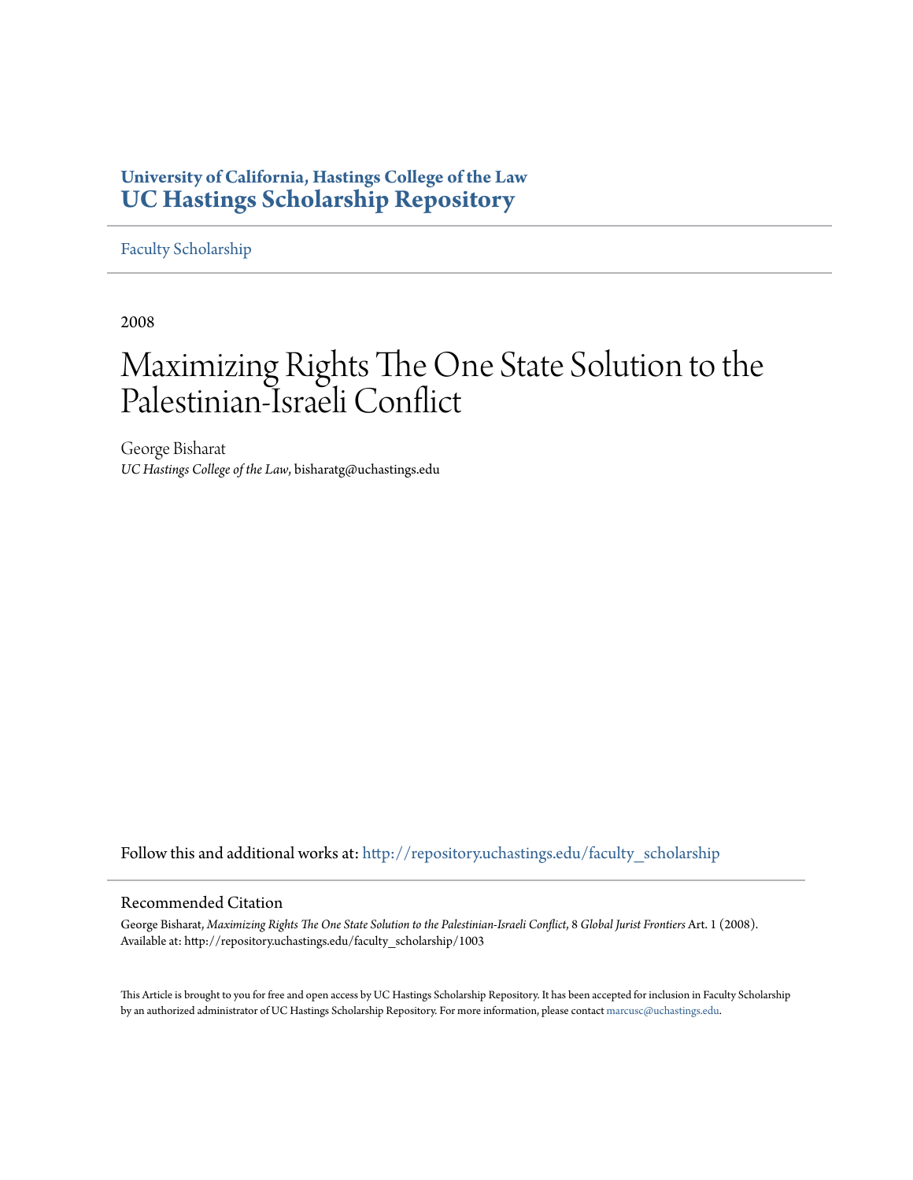**University of California, Hastings College of the Law**
**UC Hastings Scholarship Repository**

Faculty Scholarship

2008

# Maximizing Rights The One State Solution to the Palestinian-Israeli Conflict

George Bisharat
*UC Hastings College of the Law*, bisharatg@uchastings.edu

Follow this and additional works at: http://repository.uchastings.edu/faculty_scholarship

## Recommended Citation

George Bisharat, *Maximizing Rights The One State Solution to the Palestinian-Israeli Conflict*, 8 *Global Jurist Frontiers* Art. 1 (2008).
Available at: http://repository.uchastings.edu/faculty_scholarship/1003

This Article is brought to you for free and open access by UC Hastings Scholarship Repository. It has been accepted for inclusion in Faculty Scholarship by an authorized administrator of UC Hastings Scholarship Repository. For more information, please contact marcusc@uchastings.edu.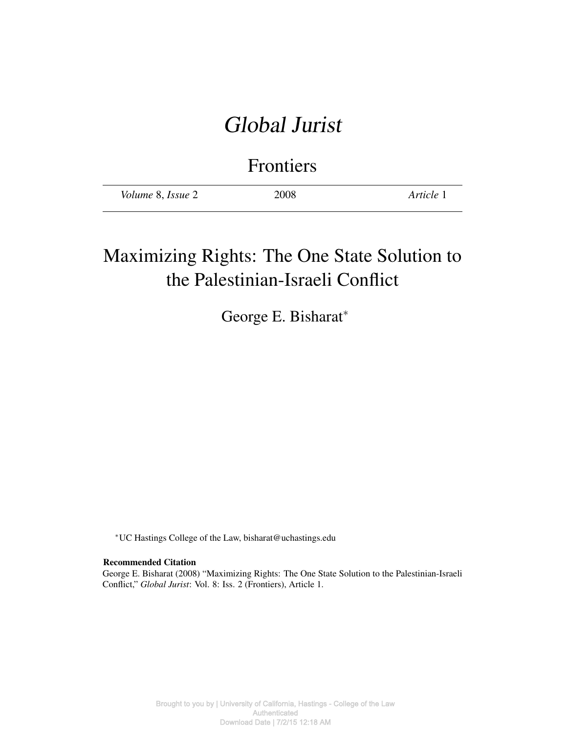# *Global Jurist*

## Frontiers

*Volume* 8, *Issue* 2 | 2008 | *Article* 1

# Maximizing Rights: The One State Solution to the Palestinian-Israeli Conflict

George E. Bisharat*

*UC Hastings College of the Law, bisharat@uchastings.edu

**Recommended Citation**

George E. Bisharat (2008) "Maximizing Rights: The One State Solution to the Palestinian-Israeli Conflict," *Global Jurist*: Vol. 8: Iss. 2 (Frontiers), Article 1.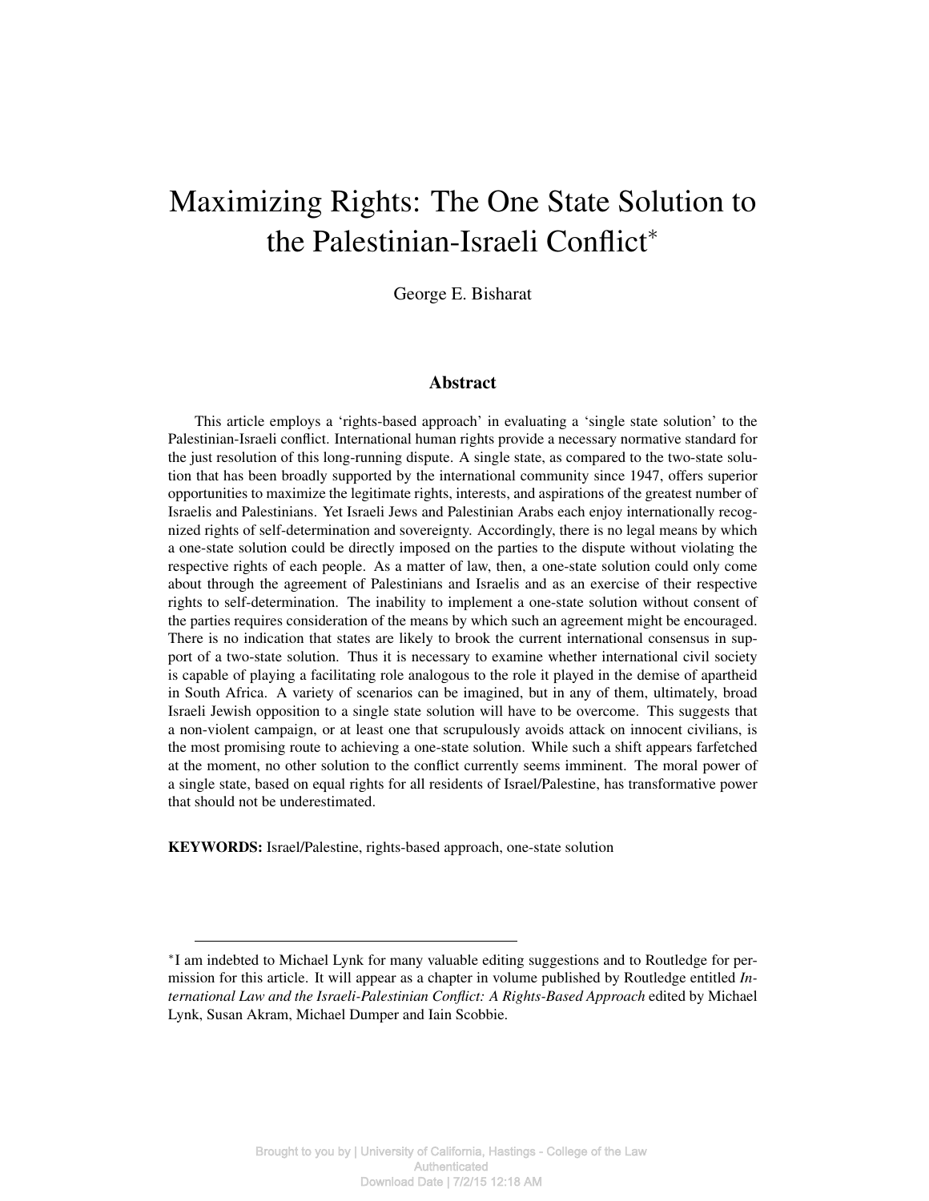# Maximizing Rights: The One State Solution to the Palestinian-Israeli Conflict*

George E. Bisharat

## Abstract

This article employs a 'rights-based approach' in evaluating a 'single state solution' to the Palestinian-Israeli conflict. International human rights provide a necessary normative standard for the just resolution of this long-running dispute. A single state, as compared to the two-state solution that has been broadly supported by the international community since 1947, offers superior opportunities to maximize the legitimate rights, interests, and aspirations of the greatest number of Israelis and Palestinians. Yet Israeli Jews and Palestinian Arabs each enjoy internationally recognized rights of self-determination and sovereignty. Accordingly, there is no legal means by which a one-state solution could be directly imposed on the parties to the dispute without violating the respective rights of each people. As a matter of law, then, a one-state solution could only come about through the agreement of Palestinians and Israelis and as an exercise of their respective rights to self-determination. The inability to implement a one-state solution without consent of the parties requires consideration of the means by which such an agreement might be encouraged. There is no indication that states are likely to brook the current international consensus in support of a two-state solution. Thus it is necessary to examine whether international civil society is capable of playing a facilitating role analogous to the role it played in the demise of apartheid in South Africa. A variety of scenarios can be imagined, but in any of them, ultimately, broad Israeli Jewish opposition to a single state solution will have to be overcome. This suggests that a non-violent campaign, or at least one that scrupulously avoids attack on innocent civilians, is the most promising route to achieving a one-state solution. While such a shift appears farfetched at the moment, no other solution to the conflict currently seems imminent. The moral power of a single state, based on equal rights for all residents of Israel/Palestine, has transformative power that should not be underestimated.

**KEYWORDS:** Israel/Palestine, rights-based approach, one-state solution

---

*I am indebted to Michael Lynk for many valuable editing suggestions and to Routledge for permission for this article. It will appear as a chapter in volume published by Routledge entitled *International Law and the Israeli-Palestinian Conflict: A Rights-Based Approach* edited by Michael Lynk, Susan Akram, Michael Dumper and Iain Scobbie.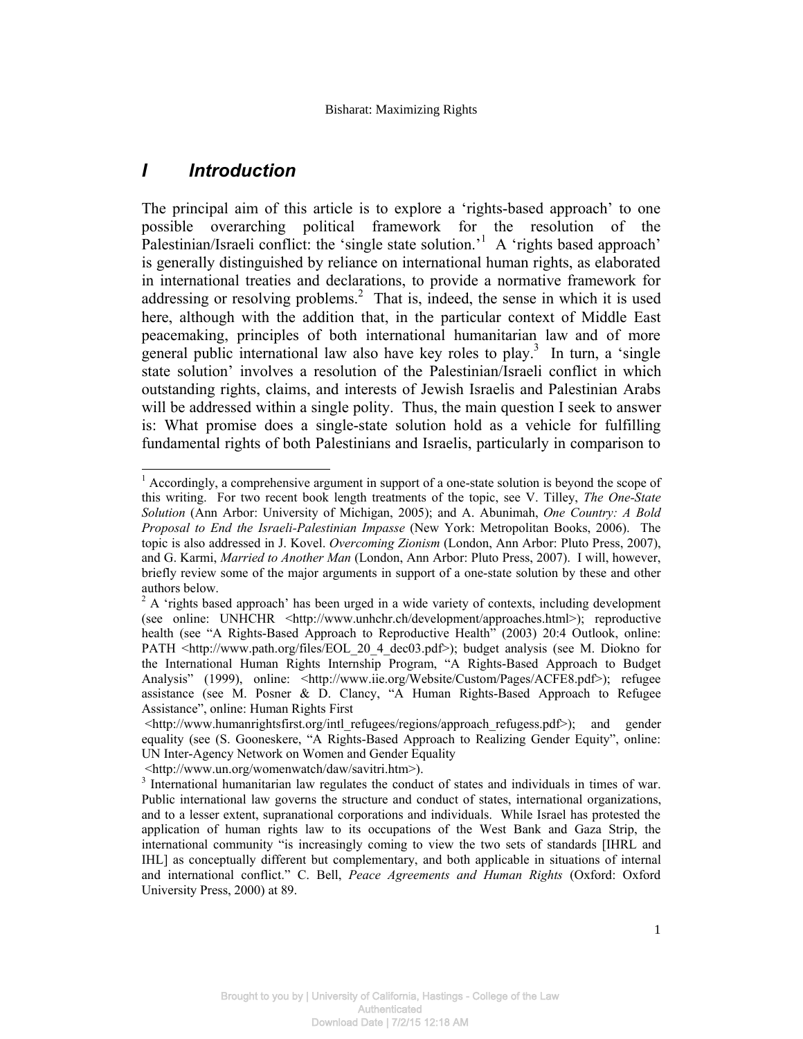# I Introduction

The principal aim of this article is to explore a 'rights-based approach' to one possible overarching political framework for the resolution of the Palestinian/Israeli conflict: the 'single state solution.'[1] A 'rights based approach' is generally distinguished by reliance on international human rights, as elaborated in international treaties and declarations, to provide a normative framework for addressing or resolving problems.[2] That is, indeed, the sense in which it is used here, although with the addition that, in the particular context of Middle East peacemaking, principles of both international humanitarian law and of more general public international law also have key roles to play.[3] In turn, a 'single state solution' involves a resolution of the Palestinian/Israeli conflict in which outstanding rights, claims, and interests of Jewish Israelis and Palestinian Arabs will be addressed within a single polity. Thus, the main question I seek to answer is: What promise does a single-state solution hold as a vehicle for fulfilling fundamental rights of both Palestinians and Israelis, particularly in comparison to

---

[1] Accordingly, a comprehensive argument in support of a one-state solution is beyond the scope of this writing. For two recent book length treatments of the topic, see V. Tilley, *The One-State Solution* (Ann Arbor: University of Michigan, 2005); and A. Abunimah, *One Country: A Bold Proposal to End the Israeli-Palestinian Impasse* (New York: Metropolitan Books, 2006). The topic is also addressed in J. Kovel. *Overcoming Zionism* (London, Ann Arbor: Pluto Press, 2007), and G. Karmi, *Married to Another Man* (London, Ann Arbor: Pluto Press, 2007). I will, however, briefly review some of the major arguments in support of a one-state solution by these and other authors below.

[2] A 'rights based approach' has been urged in a wide variety of contexts, including development (see online: UNHCHR <http://www.unhchr.ch/development/approaches.html>); reproductive health (see "A Rights-Based Approach to Reproductive Health" (2003) 20:4 Outlook, online: PATH <http://www.path.org/files/EOL_20_4_dec03.pdf>); budget analysis (see M. Diokno for the International Human Rights Internship Program, "A Rights-Based Approach to Budget Analysis" (1999), online: <http://www.iie.org/Website/Custom/Pages/ACFE8.pdf>); refugee assistance (see M. Posner & D. Clancy, "A Human Rights-Based Approach to Refugee Assistance", online: Human Rights First <http://www.humanrightsfirst.org/intl_refugees/regions/approach_refugess.pdf>); and gender equality (see (S. Gooneskere, "A Rights-Based Approach to Realizing Gender Equity", online: UN Inter-Agency Network on Women and Gender Equality <http://www.un.org/womenwatch/daw/savitri.htm>).

[3] International humanitarian law regulates the conduct of states and individuals in times of war. Public international law governs the structure and conduct of states, international organizations, and to a lesser extent, supranational corporations and individuals. While Israel has protested the application of human rights law to its occupations of the West Bank and Gaza Strip, the international community "is increasingly coming to view the two sets of standards [IHRL and IHL] as conceptually different but complementary, and both applicable in situations of internal and international conflict." C. Bell, *Peace Agreements and Human Rights* (Oxford: Oxford University Press, 2000) at 89.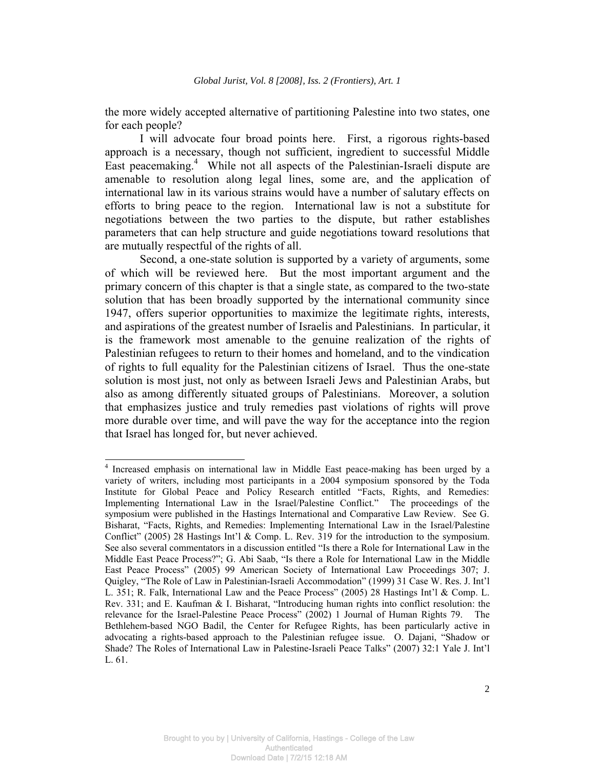the more widely accepted alternative of partitioning Palestine into two states, one for each people?

I will advocate four broad points here. First, a rigorous rights-based approach is a necessary, though not sufficient, ingredient to successful Middle East peacemaking.[4] While not all aspects of the Palestinian-Israeli dispute are amenable to resolution along legal lines, some are, and the application of international law in its various strains would have a number of salutary effects on efforts to bring peace to the region. International law is not a substitute for negotiations between the two parties to the dispute, but rather establishes parameters that can help structure and guide negotiations toward resolutions that are mutually respectful of the rights of all.

Second, a one-state solution is supported by a variety of arguments, some of which will be reviewed here. But the most important argument and the primary concern of this chapter is that a single state, as compared to the two-state solution that has been broadly supported by the international community since 1947, offers superior opportunities to maximize the legitimate rights, interests, and aspirations of the greatest number of Israelis and Palestinians. In particular, it is the framework most amenable to the genuine realization of the rights of Palestinian refugees to return to their homes and homeland, and to the vindication of rights to full equality for the Palestinian citizens of Israel. Thus the one-state solution is most just, not only as between Israeli Jews and Palestinian Arabs, but also as among differently situated groups of Palestinians. Moreover, a solution that emphasizes justice and truly remedies past violations of rights will prove more durable over time, and will pave the way for the acceptance into the region that Israel has longed for, but never achieved.

---

[4] Increased emphasis on international law in Middle East peace-making has been urged by a variety of writers, including most participants in a 2004 symposium sponsored by the Toda Institute for Global Peace and Policy Research entitled "Facts, Rights, and Remedies: Implementing International Law in the Israel/Palestine Conflict." The proceedings of the symposium were published in the Hastings International and Comparative Law Review. See G. Bisharat, "Facts, Rights, and Remedies: Implementing International Law in the Israel/Palestine Conflict" (2005) 28 Hastings Int'l & Comp. L. Rev. 319 for the introduction to the symposium. See also several commentators in a discussion entitled "Is there a Role for International Law in the Middle East Peace Process?"; G. Abi Saab, "Is there a Role for International Law in the Middle East Peace Process" (2005) 99 American Society of International Law Proceedings 307; J. Quigley, "The Role of Law in Palestinian-Israeli Accommodation" (1999) 31 Case W. Res. J. Int'l L. 351; R. Falk, International Law and the Peace Process" (2005) 28 Hastings Int'l & Comp. L. Rev. 331; and E. Kaufman & I. Bisharat, "Introducing human rights into conflict resolution: the relevance for the Israel-Palestine Peace Process" (2002) 1 Journal of Human Rights 79. The Bethlehem-based NGO Badil, the Center for Refugee Rights, has been particularly active in advocating a rights-based approach to the Palestinian refugee issue. O. Dajani, "Shadow or Shade? The Roles of International Law in Palestine-Israeli Peace Talks" (2007) 32:1 Yale J. Int'l L. 61.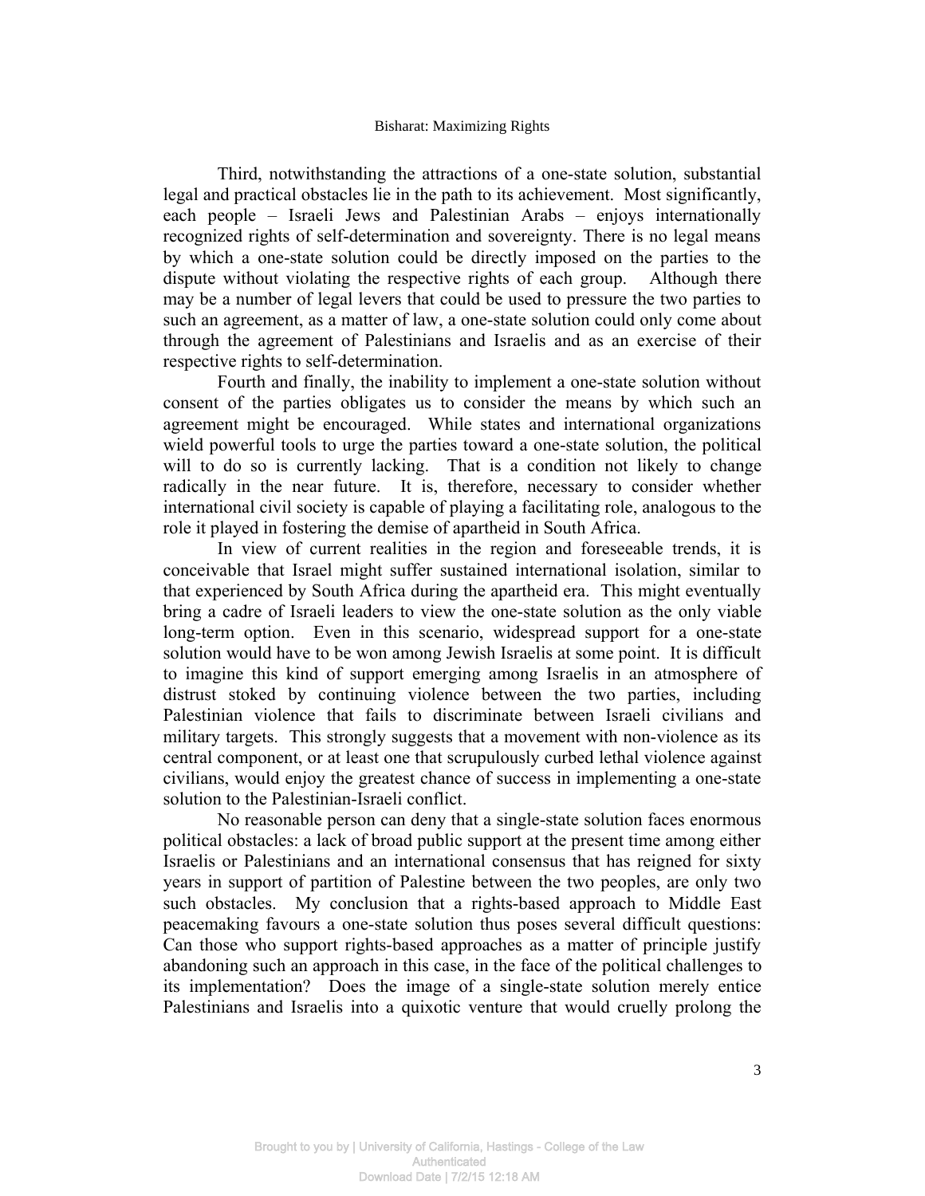Third, notwithstanding the attractions of a one-state solution, substantial legal and practical obstacles lie in the path to its achievement. Most significantly, each people – Israeli Jews and Palestinian Arabs – enjoys internationally recognized rights of self-determination and sovereignty. There is no legal means by which a one-state solution could be directly imposed on the parties to the dispute without violating the respective rights of each group. Although there may be a number of legal levers that could be used to pressure the two parties to such an agreement, as a matter of law, a one-state solution could only come about through the agreement of Palestinians and Israelis and as an exercise of their respective rights to self-determination.

Fourth and finally, the inability to implement a one-state solution without consent of the parties obligates us to consider the means by which such an agreement might be encouraged. While states and international organizations wield powerful tools to urge the parties toward a one-state solution, the political will to do so is currently lacking. That is a condition not likely to change radically in the near future. It is, therefore, necessary to consider whether international civil society is capable of playing a facilitating role, analogous to the role it played in fostering the demise of apartheid in South Africa.

In view of current realities in the region and foreseeable trends, it is conceivable that Israel might suffer sustained international isolation, similar to that experienced by South Africa during the apartheid era. This might eventually bring a cadre of Israeli leaders to view the one-state solution as the only viable long-term option. Even in this scenario, widespread support for a one-state solution would have to be won among Jewish Israelis at some point. It is difficult to imagine this kind of support emerging among Israelis in an atmosphere of distrust stoked by continuing violence between the two parties, including Palestinian violence that fails to discriminate between Israeli civilians and military targets. This strongly suggests that a movement with non-violence as its central component, or at least one that scrupulously curbed lethal violence against civilians, would enjoy the greatest chance of success in implementing a one-state solution to the Palestinian-Israeli conflict.

No reasonable person can deny that a single-state solution faces enormous political obstacles: a lack of broad public support at the present time among either Israelis or Palestinians and an international consensus that has reigned for sixty years in support of partition of Palestine between the two peoples, are only two such obstacles. My conclusion that a rights-based approach to Middle East peacemaking favours a one-state solution thus poses several difficult questions: Can those who support rights-based approaches as a matter of principle justify abandoning such an approach in this case, in the face of the political challenges to its implementation? Does the image of a single-state solution merely entice Palestinians and Israelis into a quixotic venture that would cruelly prolong the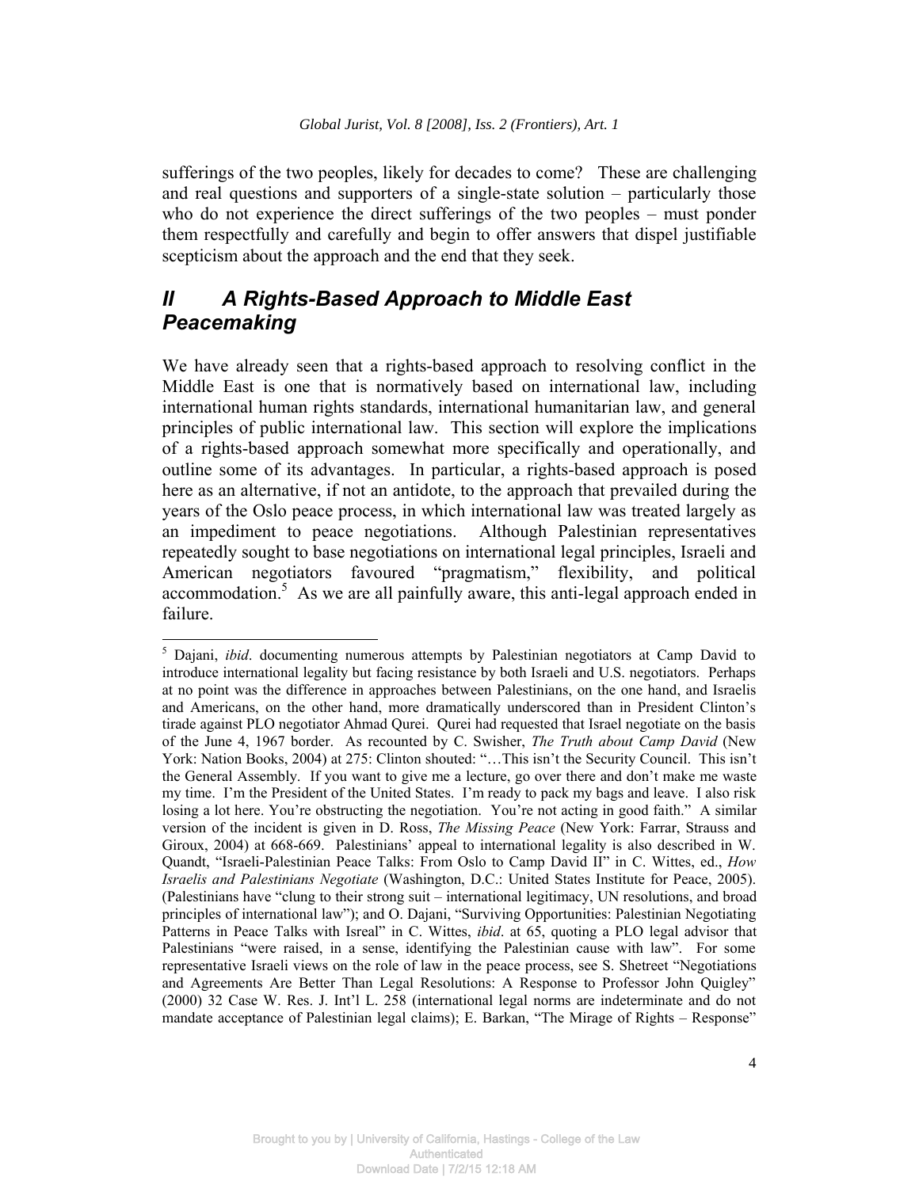sufferings of the two peoples, likely for decades to come? These are challenging and real questions and supporters of a single-state solution – particularly those who do not experience the direct sufferings of the two peoples – must ponder them respectfully and carefully and begin to offer answers that dispel justifiable scepticism about the approach and the end that they seek.

## *II A Rights-Based Approach to Middle East Peacemaking*

We have already seen that a rights-based approach to resolving conflict in the Middle East is one that is normatively based on international law, including international human rights standards, international humanitarian law, and general principles of public international law. This section will explore the implications of a rights-based approach somewhat more specifically and operationally, and outline some of its advantages. In particular, a rights-based approach is posed here as an alternative, if not an antidote, to the approach that prevailed during the years of the Oslo peace process, in which international law was treated largely as an impediment to peace negotiations. Although Palestinian representatives repeatedly sought to base negotiations on international legal principles, Israeli and American negotiators favoured "pragmatism," flexibility, and political accommodation.[5] As we are all painfully aware, this anti-legal approach ended in failure.

---

[5] Dajani, *ibid*. documenting numerous attempts by Palestinian negotiators at Camp David to introduce international legality but facing resistance by both Israeli and U.S. negotiators. Perhaps at no point was the difference in approaches between Palestinians, on the one hand, and Israelis and Americans, on the other hand, more dramatically underscored than in President Clinton's tirade against PLO negotiator Ahmad Qurei. Qurei had requested that Israel negotiate on the basis of the June 4, 1967 border. As recounted by C. Swisher, *The Truth about Camp David* (New York: Nation Books, 2004) at 275: Clinton shouted: "…This isn't the Security Council. This isn't the General Assembly. If you want to give me a lecture, go over there and don't make me waste my time. I'm the President of the United States. I'm ready to pack my bags and leave. I also risk losing a lot here. You're obstructing the negotiation. You're not acting in good faith." A similar version of the incident is given in D. Ross, *The Missing Peace* (New York: Farrar, Strauss and Giroux, 2004) at 668-669. Palestinians' appeal to international legality is also described in W. Quandt, "Israeli-Palestinian Peace Talks: From Oslo to Camp David II" in C. Wittes, ed., *How Israelis and Palestinians Negotiate* (Washington, D.C.: United States Institute for Peace, 2005). (Palestinians have "clung to their strong suit – international legitimacy, UN resolutions, and broad principles of international law"); and O. Dajani, "Surviving Opportunities: Palestinian Negotiating Patterns in Peace Talks with Isreal" in C. Wittes, *ibid*. at 65, quoting a PLO legal advisor that Palestinians "were raised, in a sense, identifying the Palestinian cause with law". For some representative Israeli views on the role of law in the peace process, see S. Shetreet "Negotiations and Agreements Are Better Than Legal Resolutions: A Response to Professor John Quigley" (2000) 32 Case W. Res. J. Int'l L. 258 (international legal norms are indeterminate and do not mandate acceptance of Palestinian legal claims); E. Barkan, "The Mirage of Rights – Response"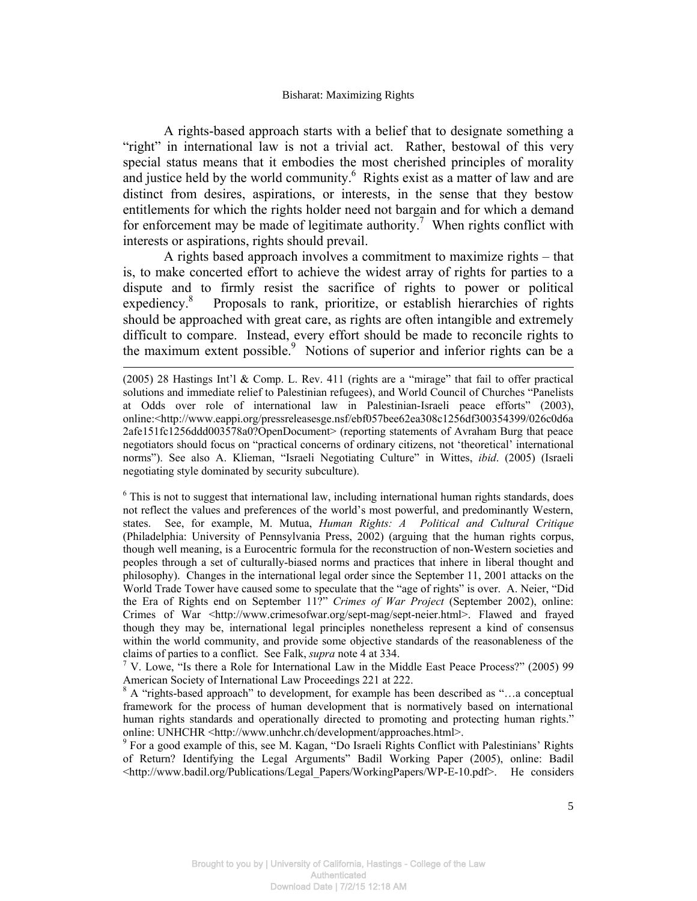A rights-based approach starts with a belief that to designate something a "right" in international law is not a trivial act. Rather, bestowal of this very special status means that it embodies the most cherished principles of morality and justice held by the world community.[6] Rights exist as a matter of law and are distinct from desires, aspirations, or interests, in the sense that they bestow entitlements for which the rights holder need not bargain and for which a demand for enforcement may be made of legitimate authority.[7] When rights conflict with interests or aspirations, rights should prevail.

A rights based approach involves a commitment to maximize rights – that is, to make concerted effort to achieve the widest array of rights for parties to a dispute and to firmly resist the sacrifice of rights to power or political expediency.[8] Proposals to rank, prioritize, or establish hierarchies of rights should be approached with great care, as rights are often intangible and extremely difficult to compare. Instead, every effort should be made to reconcile rights to the maximum extent possible.[9] Notions of superior and inferior rights can be a

---

(2005) 28 Hastings Int'l & Comp. L. Rev. 411 (rights are a "mirage" that fail to offer practical solutions and immediate relief to Palestinian refugees), and World Council of Churches "Panelists at Odds over role of international law in Palestinian-Israeli peace efforts" (2003), online:<http://www.eappi.org/pressreleasesge.nsf/ebf057bee62ea308c1256df300354399/026c0d6a2afe151fc1256ddd003578a0?OpenDocument> (reporting statements of Avraham Burg that peace negotiators should focus on "practical concerns of ordinary citizens, not 'theoretical' international norms"). See also A. Klieman, "Israeli Negotiating Culture" in Wittes, *ibid*. (2005) (Israeli negotiating style dominated by security subculture).

[6] This is not to suggest that international law, including international human rights standards, does not reflect the values and preferences of the world's most powerful, and predominantly Western, states. See, for example, M. Mutua, *Human Rights: A Political and Cultural Critique* (Philadelphia: University of Pennsylvania Press, 2002) (arguing that the human rights corpus, though well meaning, is a Eurocentric formula for the reconstruction of non-Western societies and peoples through a set of culturally-biased norms and practices that inhere in liberal thought and philosophy). Changes in the international legal order since the September 11, 2001 attacks on the World Trade Tower have caused some to speculate that the "age of rights" is over. A. Neier, "Did the Era of Rights end on September 11?" *Crimes of War Project* (September 2002), online: Crimes of War <http://www.crimesofwar.org/sept-mag/sept-neier.html>. Flawed and frayed though they may be, international legal principles nonetheless represent a kind of consensus within the world community, and provide some objective standards of the reasonableness of the claims of parties to a conflict. See Falk, *supra* note 4 at 334.

[7] V. Lowe, "Is there a Role for International Law in the Middle East Peace Process?" (2005) 99 American Society of International Law Proceedings 221 at 222.

[8] A "rights-based approach" to development, for example has been described as "…a conceptual framework for the process of human development that is normatively based on international human rights standards and operationally directed to promoting and protecting human rights." online: UNHCHR <http://www.unhchr.ch/development/approaches.html>.

[9] For a good example of this, see M. Kagan, "Do Israeli Rights Conflict with Palestinians' Rights of Return? Identifying the Legal Arguments" Badil Working Paper (2005), online: Badil <http://www.badil.org/Publications/Legal_Papers/WorkingPapers/WP-E-10.pdf>. He considers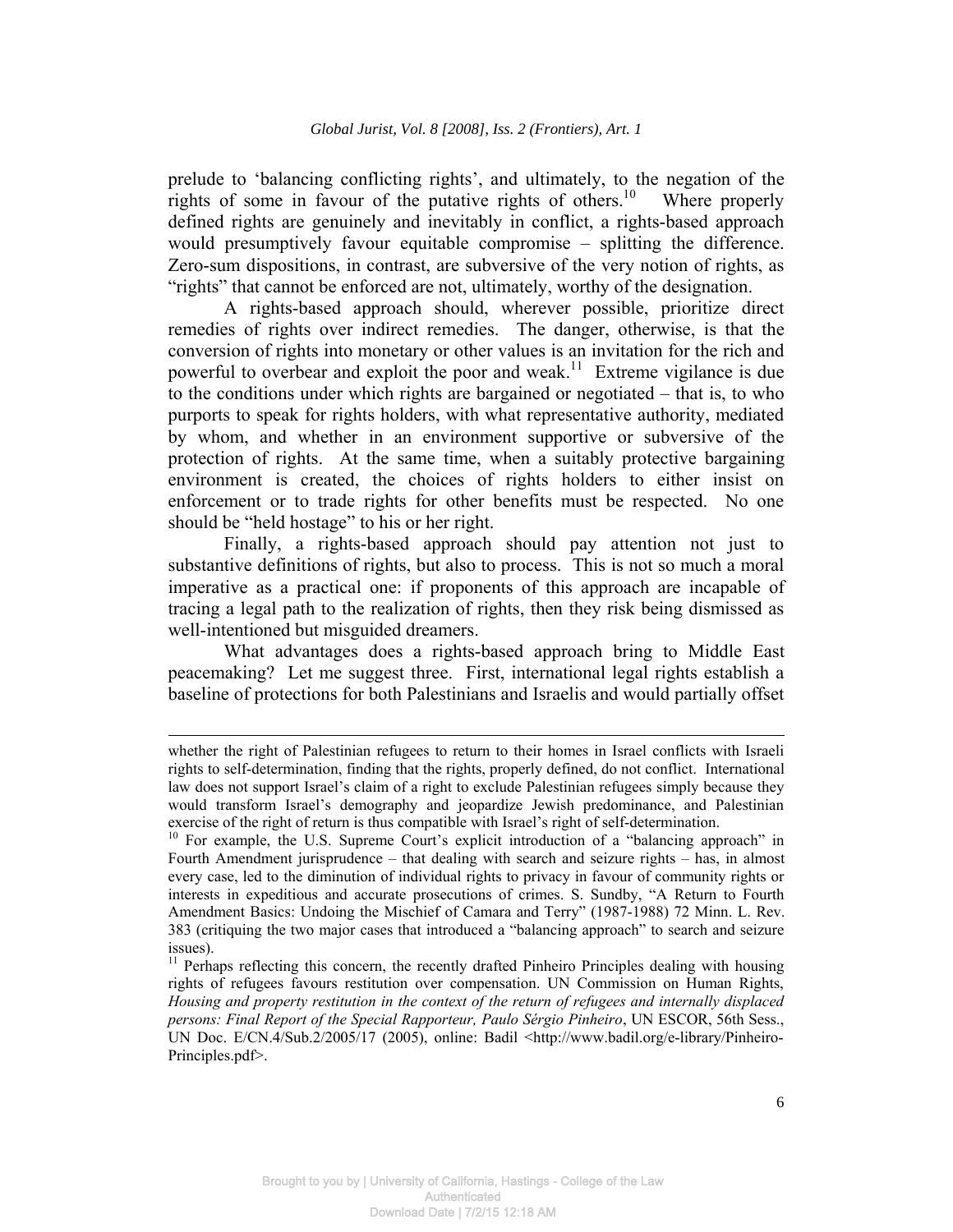prelude to 'balancing conflicting rights', and ultimately, to the negation of the rights of some in favour of the putative rights of others.[10] Where properly defined rights are genuinely and inevitably in conflict, a rights-based approach would presumptively favour equitable compromise – splitting the difference. Zero-sum dispositions, in contrast, are subversive of the very notion of rights, as "rights" that cannot be enforced are not, ultimately, worthy of the designation.

A rights-based approach should, wherever possible, prioritize direct remedies of rights over indirect remedies. The danger, otherwise, is that the conversion of rights into monetary or other values is an invitation for the rich and powerful to overbear and exploit the poor and weak.[11] Extreme vigilance is due to the conditions under which rights are bargained or negotiated – that is, to who purports to speak for rights holders, with what representative authority, mediated by whom, and whether in an environment supportive or subversive of the protection of rights. At the same time, when a suitably protective bargaining environment is created, the choices of rights holders to either insist on enforcement or to trade rights for other benefits must be respected. No one should be "held hostage" to his or her right.

Finally, a rights-based approach should pay attention not just to substantive definitions of rights, but also to process. This is not so much a moral imperative as a practical one: if proponents of this approach are incapable of tracing a legal path to the realization of rights, then they risk being dismissed as well-intentioned but misguided dreamers.

What advantages does a rights-based approach bring to Middle East peacemaking? Let me suggest three. First, international legal rights establish a baseline of protections for both Palestinians and Israelis and would partially offset

---

whether the right of Palestinian refugees to return to their homes in Israel conflicts with Israeli rights to self-determination, finding that the rights, properly defined, do not conflict. International law does not support Israel's claim of a right to exclude Palestinian refugees simply because they would transform Israel's demography and jeopardize Jewish predominance, and Palestinian exercise of the right of return is thus compatible with Israel's right of self-determination.

[10] For example, the U.S. Supreme Court's explicit introduction of a "balancing approach" in Fourth Amendment jurisprudence – that dealing with search and seizure rights – has, in almost every case, led to the diminution of individual rights to privacy in favour of community rights or interests in expeditious and accurate prosecutions of crimes. S. Sundby, "A Return to Fourth Amendment Basics: Undoing the Mischief of Camara and Terry" (1987-1988) 72 Minn. L. Rev. 383 (critiquing the two major cases that introduced a "balancing approach" to search and seizure issues).

[11] Perhaps reflecting this concern, the recently drafted Pinheiro Principles dealing with housing rights of refugees favours restitution over compensation. UN Commission on Human Rights, *Housing and property restitution in the context of the return of refugees and internally displaced persons: Final Report of the Special Rapporteur, Paulo Sérgio Pinheiro*, UN ESCOR, 56th Sess., UN Doc. E/CN.4/Sub.2/2005/17 (2005), online: Badil <http://www.badil.org/e-library/Pinheiro-Principles.pdf>.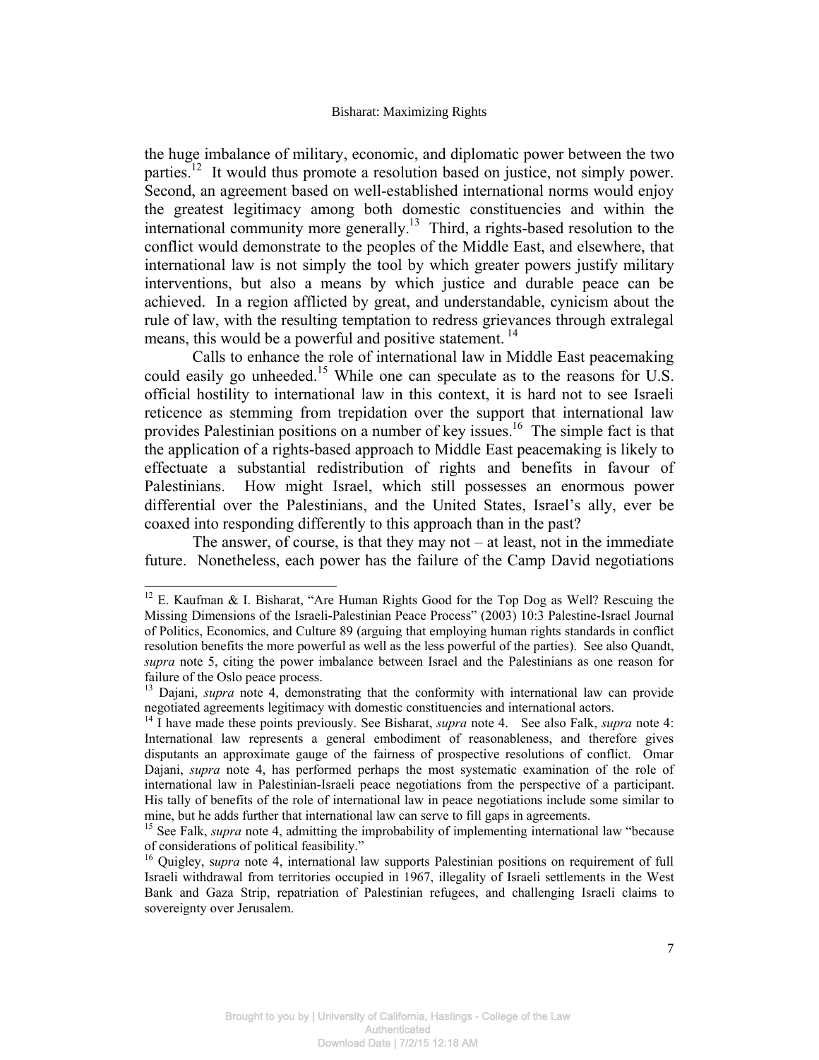the huge imbalance of military, economic, and diplomatic power between the two parties.[12] It would thus promote a resolution based on justice, not simply power. Second, an agreement based on well-established international norms would enjoy the greatest legitimacy among both domestic constituencies and within the international community more generally.[13] Third, a rights-based resolution to the conflict would demonstrate to the peoples of the Middle East, and elsewhere, that international law is not simply the tool by which greater powers justify military interventions, but also a means by which justice and durable peace can be achieved. In a region afflicted by great, and understandable, cynicism about the rule of law, with the resulting temptation to redress grievances through extralegal means, this would be a powerful and positive statement.[14]

Calls to enhance the role of international law in Middle East peacemaking could easily go unheeded.[15] While one can speculate as to the reasons for U.S. official hostility to international law in this context, it is hard not to see Israeli reticence as stemming from trepidation over the support that international law provides Palestinian positions on a number of key issues.[16] The simple fact is that the application of a rights-based approach to Middle East peacemaking is likely to effectuate a substantial redistribution of rights and benefits in favour of Palestinians. How might Israel, which still possesses an enormous power differential over the Palestinians, and the United States, Israel's ally, ever be coaxed into responding differently to this approach than in the past?

The answer, of course, is that they may not – at least, not in the immediate future. Nonetheless, each power has the failure of the Camp David negotiations

---

[12] E. Kaufman & I. Bisharat, "Are Human Rights Good for the Top Dog as Well? Rescuing the Missing Dimensions of the Israeli-Palestinian Peace Process" (2003) 10:3 Palestine-Israel Journal of Politics, Economics, and Culture 89 (arguing that employing human rights standards in conflict resolution benefits the more powerful as well as the less powerful of the parties). See also Quandt, *supra* note 5, citing the power imbalance between Israel and the Palestinians as one reason for failure of the Oslo peace process.

[13] Dajani, *supra* note 4, demonstrating that the conformity with international law can provide negotiated agreements legitimacy with domestic constituencies and international actors.

[14] I have made these points previously. See Bisharat, *supra* note 4. See also Falk, *supra* note 4: International law represents a general embodiment of reasonableness, and therefore gives disputants an approximate gauge of the fairness of prospective resolutions of conflict. Omar Dajani, *supra* note 4, has performed perhaps the most systematic examination of the role of international law in Palestinian-Israeli peace negotiations from the perspective of a participant. His tally of benefits of the role of international law in peace negotiations include some similar to mine, but he adds further that international law can serve to fill gaps in agreements.

[15] See Falk, *supra* note 4, admitting the improbability of implementing international law "because of considerations of political feasibility."

[16] Quigley, s*upra* note 4, international law supports Palestinian positions on requirement of full Israeli withdrawal from territories occupied in 1967, illegality of Israeli settlements in the West Bank and Gaza Strip, repatriation of Palestinian refugees, and challenging Israeli claims to sovereignty over Jerusalem.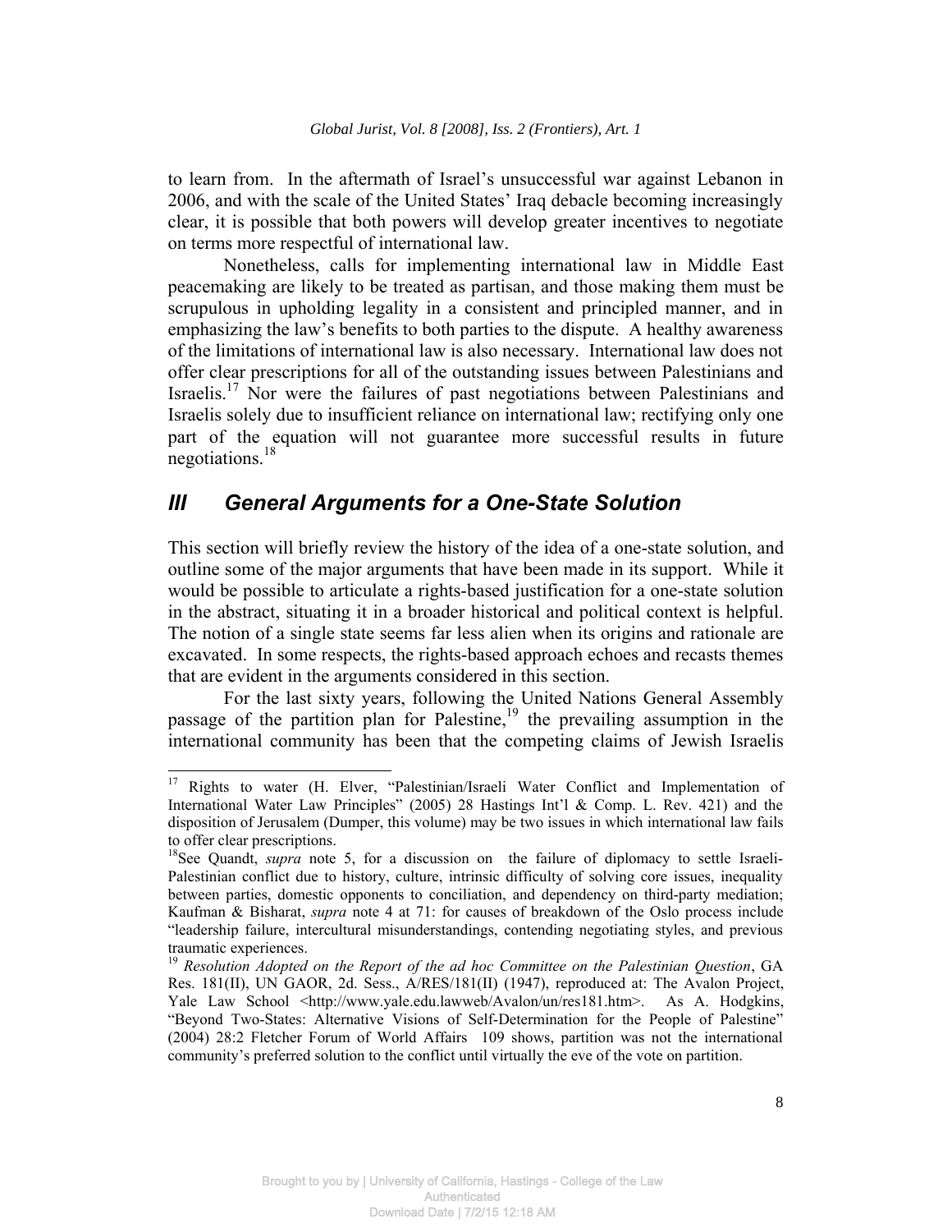to learn from. In the aftermath of Israel's unsuccessful war against Lebanon in 2006, and with the scale of the United States' Iraq debacle becoming increasingly clear, it is possible that both powers will develop greater incentives to negotiate on terms more respectful of international law.

Nonetheless, calls for implementing international law in Middle East peacemaking are likely to be treated as partisan, and those making them must be scrupulous in upholding legality in a consistent and principled manner, and in emphasizing the law's benefits to both parties to the dispute. A healthy awareness of the limitations of international law is also necessary. International law does not offer clear prescriptions for all of the outstanding issues between Palestinians and Israelis.[17] Nor were the failures of past negotiations between Palestinians and Israelis solely due to insufficient reliance on international law; rectifying only one part of the equation will not guarantee more successful results in future negotiations.[18]

## III General Arguments for a One-State Solution

This section will briefly review the history of the idea of a one-state solution, and outline some of the major arguments that have been made in its support. While it would be possible to articulate a rights-based justification for a one-state solution in the abstract, situating it in a broader historical and political context is helpful. The notion of a single state seems far less alien when its origins and rationale are excavated. In some respects, the rights-based approach echoes and recasts themes that are evident in the arguments considered in this section.

For the last sixty years, following the United Nations General Assembly passage of the partition plan for Palestine,[19] the prevailing assumption in the international community has been that the competing claims of Jewish Israelis

---

[17] Rights to water (H. Elver, "Palestinian/Israeli Water Conflict and Implementation of International Water Law Principles" (2005) 28 Hastings Int'l & Comp. L. Rev. 421) and the disposition of Jerusalem (Dumper, this volume) may be two issues in which international law fails to offer clear prescriptions.

[18] See Quandt, *supra* note 5, for a discussion on the failure of diplomacy to settle Israeli-Palestinian conflict due to history, culture, intrinsic difficulty of solving core issues, inequality between parties, domestic opponents to conciliation, and dependency on third-party mediation; Kaufman & Bisharat, *supra* note 4 at 71: for causes of breakdown of the Oslo process include "leadership failure, intercultural misunderstandings, contending negotiating styles, and previous traumatic experiences.

[19] *Resolution Adopted on the Report of the ad hoc Committee on the Palestinian Question*, GA Res. 181(II), UN GAOR, 2d. Sess., A/RES/181(II) (1947), reproduced at: The Avalon Project, Yale Law School <http://www.yale.edu.lawweb/Avalon/un/res181.htm>. As A. Hodgkins, "Beyond Two-States: Alternative Visions of Self-Determination for the People of Palestine" (2004) 28:2 Fletcher Forum of World Affairs 109 shows, partition was not the international community's preferred solution to the conflict until virtually the eve of the vote on partition.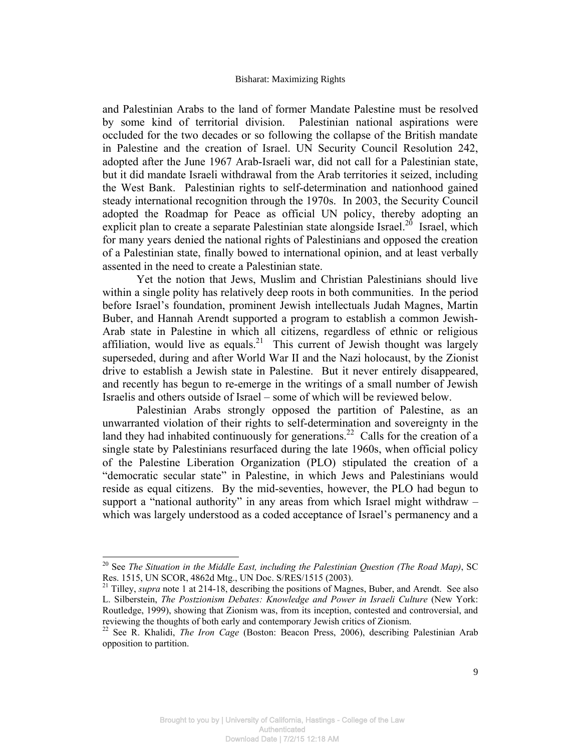and Palestinian Arabs to the land of former Mandate Palestine must be resolved by some kind of territorial division. Palestinian national aspirations were occluded for the two decades or so following the collapse of the British mandate in Palestine and the creation of Israel. UN Security Council Resolution 242, adopted after the June 1967 Arab-Israeli war, did not call for a Palestinian state, but it did mandate Israeli withdrawal from the Arab territories it seized, including the West Bank. Palestinian rights to self-determination and nationhood gained steady international recognition through the 1970s. In 2003, the Security Council adopted the Roadmap for Peace as official UN policy, thereby adopting an explicit plan to create a separate Palestinian state alongside Israel.[20] Israel, which for many years denied the national rights of Palestinians and opposed the creation of a Palestinian state, finally bowed to international opinion, and at least verbally assented in the need to create a Palestinian state.

Yet the notion that Jews, Muslim and Christian Palestinians should live within a single polity has relatively deep roots in both communities. In the period before Israel's foundation, prominent Jewish intellectuals Judah Magnes, Martin Buber, and Hannah Arendt supported a program to establish a common Jewish-Arab state in Palestine in which all citizens, regardless of ethnic or religious affiliation, would live as equals.[21] This current of Jewish thought was largely superseded, during and after World War II and the Nazi holocaust, by the Zionist drive to establish a Jewish state in Palestine. But it never entirely disappeared, and recently has begun to re-emerge in the writings of a small number of Jewish Israelis and others outside of Israel – some of which will be reviewed below.

Palestinian Arabs strongly opposed the partition of Palestine, as an unwarranted violation of their rights to self-determination and sovereignty in the land they had inhabited continuously for generations.[22] Calls for the creation of a single state by Palestinians resurfaced during the late 1960s, when official policy of the Palestine Liberation Organization (PLO) stipulated the creation of a "democratic secular state" in Palestine, in which Jews and Palestinians would reside as equal citizens. By the mid-seventies, however, the PLO had begun to support a "national authority" in any areas from which Israel might withdraw – which was largely understood as a coded acceptance of Israel's permanency and a

---

[20] See *The Situation in the Middle East, including the Palestinian Question (The Road Map)*, SC Res. 1515, UN SCOR, 4862d Mtg., UN Doc. S/RES/1515 (2003).

[21] Tilley, *supra* note 1 at 214-18, describing the positions of Magnes, Buber, and Arendt. See also L. Silberstein, *The Postzionism Debates: Knowledge and Power in Israeli Culture* (New York: Routledge, 1999), showing that Zionism was, from its inception, contested and controversial, and reviewing the thoughts of both early and contemporary Jewish critics of Zionism.

[22] See R. Khalidi, *The Iron Cage* (Boston: Beacon Press, 2006), describing Palestinian Arab opposition to partition.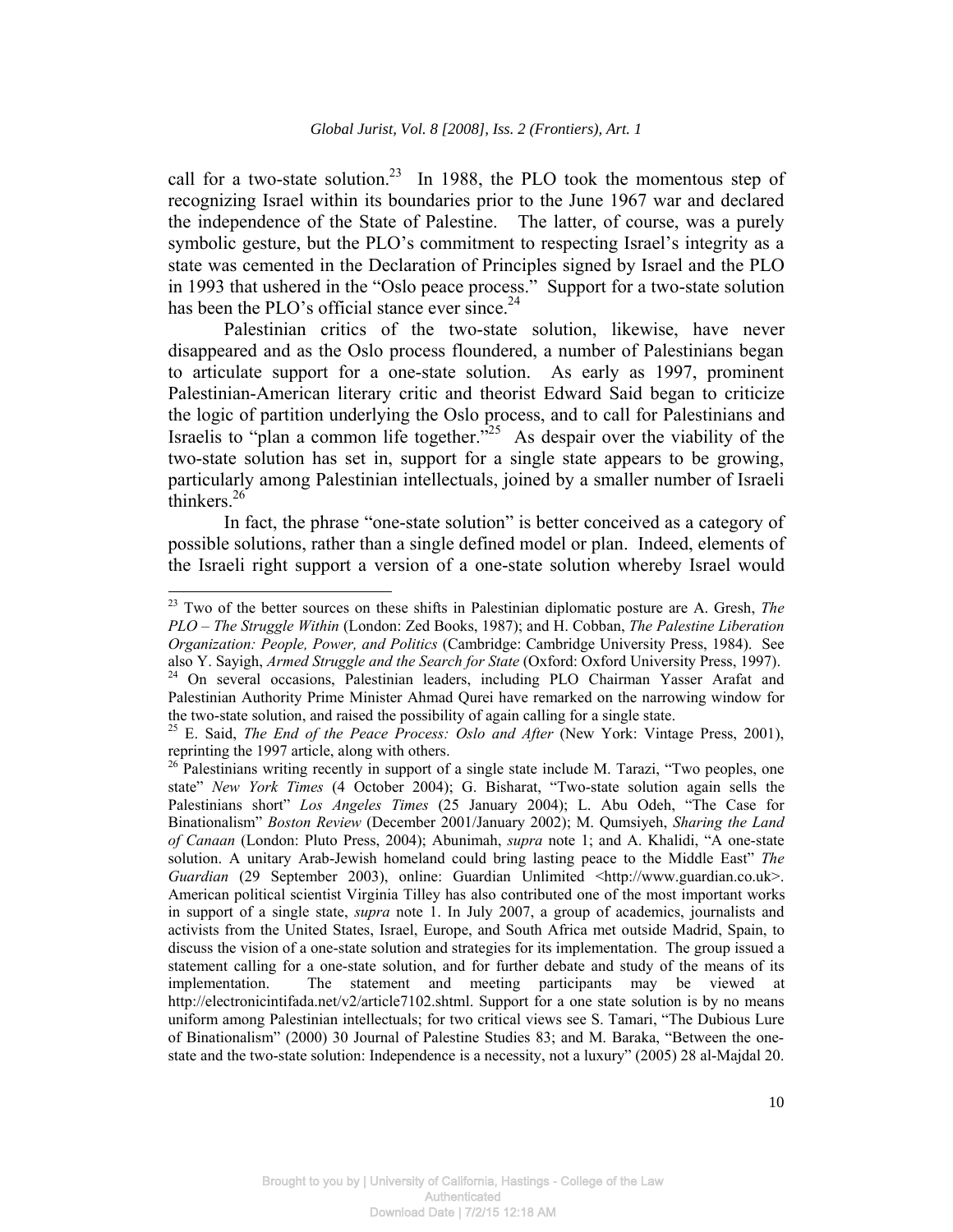call for a two-state solution.[23] In 1988, the PLO took the momentous step of recognizing Israel within its boundaries prior to the June 1967 war and declared the independence of the State of Palestine. The latter, of course, was a purely symbolic gesture, but the PLO's commitment to respecting Israel's integrity as a state was cemented in the Declaration of Principles signed by Israel and the PLO in 1993 that ushered in the "Oslo peace process." Support for a two-state solution has been the PLO's official stance ever since.[24]

Palestinian critics of the two-state solution, likewise, have never disappeared and as the Oslo process floundered, a number of Palestinians began to articulate support for a one-state solution. As early as 1997, prominent Palestinian-American literary critic and theorist Edward Said began to criticize the logic of partition underlying the Oslo process, and to call for Palestinians and Israelis to "plan a common life together."[25] As despair over the viability of the two-state solution has set in, support for a single state appears to be growing, particularly among Palestinian intellectuals, joined by a smaller number of Israeli thinkers.[26]

In fact, the phrase "one-state solution" is better conceived as a category of possible solutions, rather than a single defined model or plan. Indeed, elements of the Israeli right support a version of a one-state solution whereby Israel would

---

[23] Two of the better sources on these shifts in Palestinian diplomatic posture are A. Gresh, *The PLO – The Struggle Within* (London: Zed Books, 1987); and H. Cobban, *The Palestine Liberation Organization: People, Power, and Politics* (Cambridge: Cambridge University Press, 1984). See also Y. Sayigh, *Armed Struggle and the Search for State* (Oxford: Oxford University Press, 1997).

[24] On several occasions, Palestinian leaders, including PLO Chairman Yasser Arafat and Palestinian Authority Prime Minister Ahmad Qurei have remarked on the narrowing window for the two-state solution, and raised the possibility of again calling for a single state.

[25] E. Said, *The End of the Peace Process: Oslo and After* (New York: Vintage Press, 2001), reprinting the 1997 article, along with others.

[26] Palestinians writing recently in support of a single state include M. Tarazi, "Two peoples, one state" *New York Times* (4 October 2004); G. Bisharat, "Two-state solution again sells the Palestinians short" *Los Angeles Times* (25 January 2004); L. Abu Odeh, "The Case for Binationalism" *Boston Review* (December 2001/January 2002); M. Qumsiyeh, *Sharing the Land of Canaan* (London: Pluto Press, 2004); Abunimah, *supra* note 1; and A. Khalidi, "A one-state solution. A unitary Arab-Jewish homeland could bring lasting peace to the Middle East" *The Guardian* (29 September 2003), online: Guardian Unlimited <http://www.guardian.co.uk>. American political scientist Virginia Tilley has also contributed one of the most important works in support of a single state, *supra* note 1. In July 2007, a group of academics, journalists and activists from the United States, Israel, Europe, and South Africa met outside Madrid, Spain, to discuss the vision of a one-state solution and strategies for its implementation. The group issued a statement calling for a one-state solution, and for further debate and study of the means of its implementation. The statement and meeting participants may be viewed at http://electronicintifada.net/v2/article7102.shtml. Support for a one state solution is by no means uniform among Palestinian intellectuals; for two critical views see S. Tamari, "The Dubious Lure of Binationalism" (2000) 30 Journal of Palestine Studies 83; and M. Baraka, "Between the one-state and the two-state solution: Independence is a necessity, not a luxury" (2005) 28 al-Majdal 20.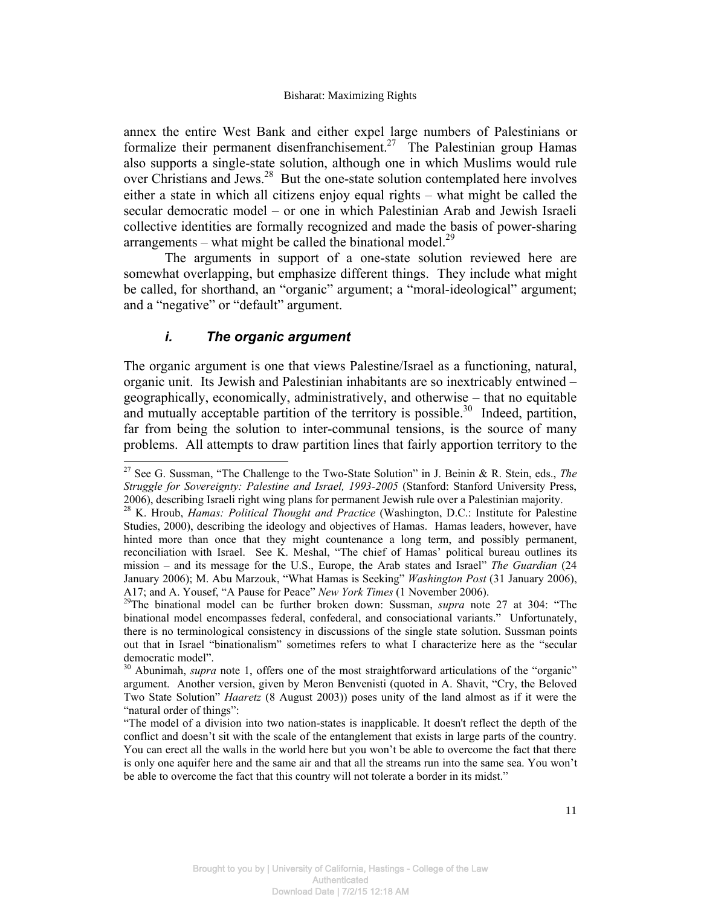annex the entire West Bank and either expel large numbers of Palestinians or formalize their permanent disenfranchisement.[27] The Palestinian group Hamas also supports a single-state solution, although one in which Muslims would rule over Christians and Jews.[28] But the one-state solution contemplated here involves either a state in which all citizens enjoy equal rights – what might be called the secular democratic model – or one in which Palestinian Arab and Jewish Israeli collective identities are formally recognized and made the basis of power-sharing arrangements – what might be called the binational model.[29]

The arguments in support of a one-state solution reviewed here are somewhat overlapping, but emphasize different things. They include what might be called, for shorthand, an "organic" argument; a "moral-ideological" argument; and a "negative" or "default" argument.

### *i. The organic argument*

The organic argument is one that views Palestine/Israel as a functioning, natural, organic unit. Its Jewish and Palestinian inhabitants are so inextricably entwined – geographically, economically, administratively, and otherwise – that no equitable and mutually acceptable partition of the territory is possible.[30] Indeed, partition, far from being the solution to inter-communal tensions, is the source of many problems. All attempts to draw partition lines that fairly apportion territory to the

---

[27] See G. Sussman, "The Challenge to the Two-State Solution" in J. Beinin & R. Stein, eds., *The Struggle for Sovereignty: Palestine and Israel, 1993-2005* (Stanford: Stanford University Press, 2006), describing Israeli right wing plans for permanent Jewish rule over a Palestinian majority.

[28] K. Hroub, *Hamas: Political Thought and Practice* (Washington, D.C.: Institute for Palestine Studies, 2000), describing the ideology and objectives of Hamas. Hamas leaders, however, have hinted more than once that they might countenance a long term, and possibly permanent, reconciliation with Israel. See K. Meshal, "The chief of Hamas' political bureau outlines its mission – and its message for the U.S., Europe, the Arab states and Israel" *The Guardian* (24 January 2006); M. Abu Marzouk, "What Hamas is Seeking" *Washington Post* (31 January 2006), A17; and A. Yousef, "A Pause for Peace" *New York Times* (1 November 2006).

[29] The binational model can be further broken down: Sussman, *supra* note 27 at 304: "The binational model encompasses federal, confederal, and consociational variants." Unfortunately, there is no terminological consistency in discussions of the single state solution. Sussman points out that in Israel "binationalism" sometimes refers to what I characterize here as the "secular democratic model".

[30] Abunimah, *supra* note 1, offers one of the most straightforward articulations of the "organic" argument. Another version, given by Meron Benvenisti (quoted in A. Shavit, "Cry, the Beloved Two State Solution" *Haaretz* (8 August 2003)) poses unity of the land almost as if it were the "natural order of things":

"The model of a division into two nation-states is inapplicable. It doesn't reflect the depth of the conflict and doesn't sit with the scale of the entanglement that exists in large parts of the country. You can erect all the walls in the world here but you won't be able to overcome the fact that there is only one aquifer here and the same air and that all the streams run into the same sea. You won't be able to overcome the fact that this country will not tolerate a border in its midst."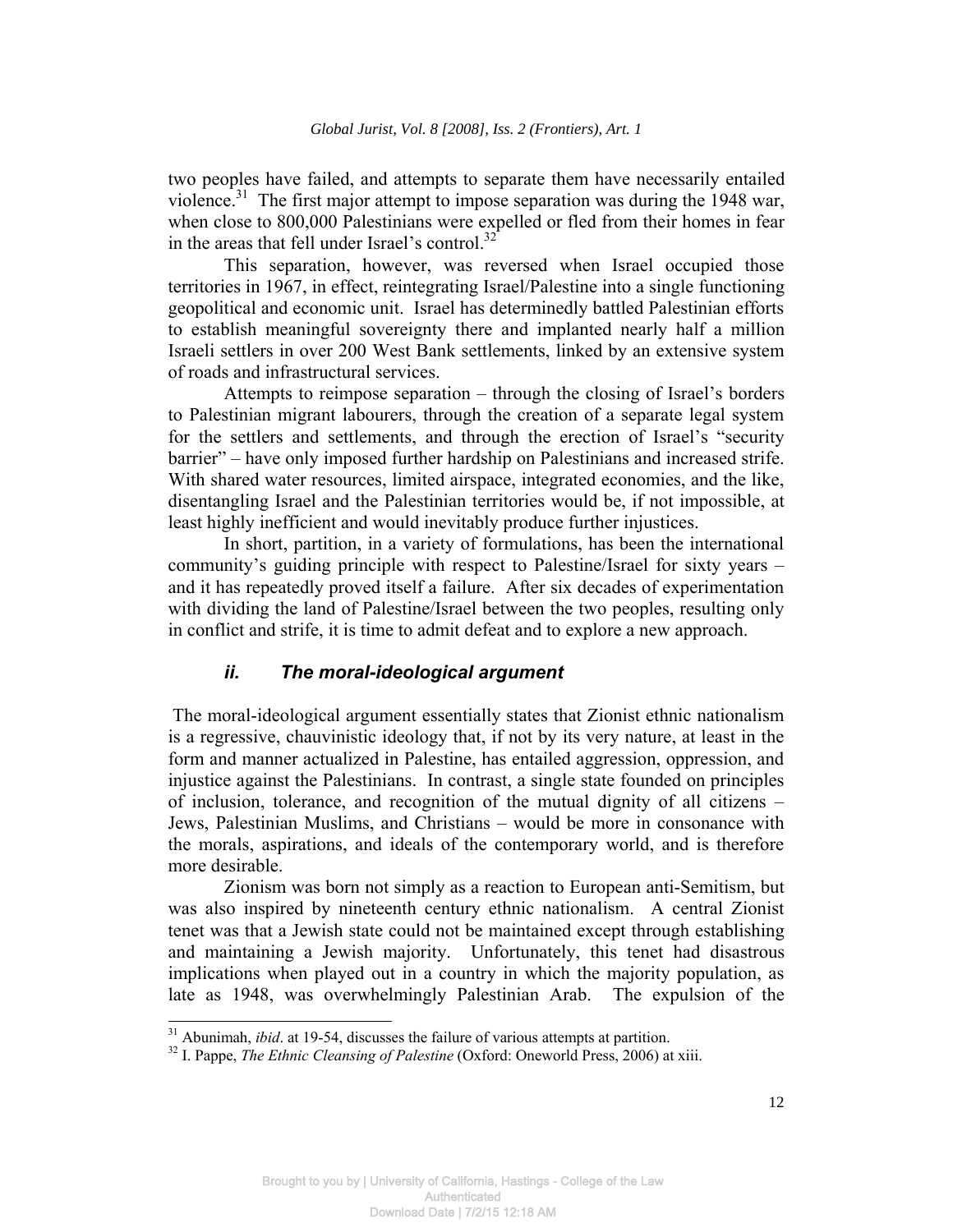two peoples have failed, and attempts to separate them have necessarily entailed violence.[31] The first major attempt to impose separation was during the 1948 war, when close to 800,000 Palestinians were expelled or fled from their homes in fear in the areas that fell under Israel's control.[32]

This separation, however, was reversed when Israel occupied those territories in 1967, in effect, reintegrating Israel/Palestine into a single functioning geopolitical and economic unit. Israel has determinedly battled Palestinian efforts to establish meaningful sovereignty there and implanted nearly half a million Israeli settlers in over 200 West Bank settlements, linked by an extensive system of roads and infrastructural services.

Attempts to reimpose separation – through the closing of Israel's borders to Palestinian migrant labourers, through the creation of a separate legal system for the settlers and settlements, and through the erection of Israel's "security barrier" – have only imposed further hardship on Palestinians and increased strife. With shared water resources, limited airspace, integrated economies, and the like, disentangling Israel and the Palestinian territories would be, if not impossible, at least highly inefficient and would inevitably produce further injustices.

In short, partition, in a variety of formulations, has been the international community's guiding principle with respect to Palestine/Israel for sixty years – and it has repeatedly proved itself a failure. After six decades of experimentation with dividing the land of Palestine/Israel between the two peoples, resulting only in conflict and strife, it is time to admit defeat and to explore a new approach.

### *ii. The moral-ideological argument*

The moral-ideological argument essentially states that Zionist ethnic nationalism is a regressive, chauvinistic ideology that, if not by its very nature, at least in the form and manner actualized in Palestine, has entailed aggression, oppression, and injustice against the Palestinians. In contrast, a single state founded on principles of inclusion, tolerance, and recognition of the mutual dignity of all citizens – Jews, Palestinian Muslims, and Christians – would be more in consonance with the morals, aspirations, and ideals of the contemporary world, and is therefore more desirable.

Zionism was born not simply as a reaction to European anti-Semitism, but was also inspired by nineteenth century ethnic nationalism. A central Zionist tenet was that a Jewish state could not be maintained except through establishing and maintaining a Jewish majority. Unfortunately, this tenet had disastrous implications when played out in a country in which the majority population, as late as 1948, was overwhelmingly Palestinian Arab. The expulsion of the

---

[31] Abunimah, *ibid*. at 19-54, discusses the failure of various attempts at partition.

[32] I. Pappe, *The Ethnic Cleansing of Palestine* (Oxford: Oneworld Press, 2006) at xiii.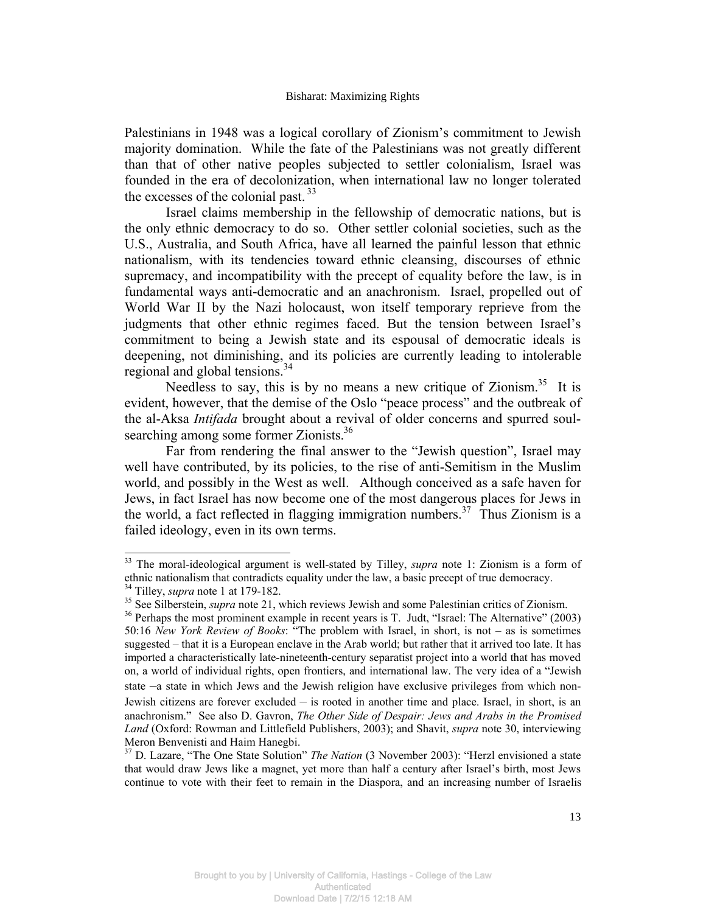Palestinians in 1948 was a logical corollary of Zionism's commitment to Jewish majority domination. While the fate of the Palestinians was not greatly different than that of other native peoples subjected to settler colonialism, Israel was founded in the era of decolonization, when international law no longer tolerated the excesses of the colonial past.[33]

Israel claims membership in the fellowship of democratic nations, but is the only ethnic democracy to do so. Other settler colonial societies, such as the U.S., Australia, and South Africa, have all learned the painful lesson that ethnic nationalism, with its tendencies toward ethnic cleansing, discourses of ethnic supremacy, and incompatibility with the precept of equality before the law, is in fundamental ways anti-democratic and an anachronism. Israel, propelled out of World War II by the Nazi holocaust, won itself temporary reprieve from the judgments that other ethnic regimes faced. But the tension between Israel's commitment to being a Jewish state and its espousal of democratic ideals is deepening, not diminishing, and its policies are currently leading to intolerable regional and global tensions.[34]

Needless to say, this is by no means a new critique of Zionism.[35] It is evident, however, that the demise of the Oslo "peace process" and the outbreak of the al-Aksa *Intifada* brought about a revival of older concerns and spurred soul-searching among some former Zionists.[36]

Far from rendering the final answer to the "Jewish question", Israel may well have contributed, by its policies, to the rise of anti-Semitism in the Muslim world, and possibly in the West as well. Although conceived as a safe haven for Jews, in fact Israel has now become one of the most dangerous places for Jews in the world, a fact reflected in flagging immigration numbers.[37] Thus Zionism is a failed ideology, even in its own terms.

---

[33] The moral-ideological argument is well-stated by Tilley, *supra* note 1: Zionism is a form of ethnic nationalism that contradicts equality under the law, a basic precept of true democracy.

[34] Tilley, *supra* note 1 at 179-182.

[35] See Silberstein, *supra* note 21, which reviews Jewish and some Palestinian critics of Zionism.

[36] Perhaps the most prominent example in recent years is T. Judt, "Israel: The Alternative" (2003) 50:16 *New York Review of Books*: "The problem with Israel, in short, is not – as is sometimes suggested – that it is a European enclave in the Arab world; but rather that it arrived too late. It has imported a characteristically late-nineteenth-century separatist project into a world that has moved on, a world of individual rights, open frontiers, and international law. The very idea of a "Jewish state –a state in which Jews and the Jewish religion have exclusive privileges from which non-Jewish citizens are forever excluded – is rooted in another time and place. Israel, in short, is an anachronism." See also D. Gavron, *The Other Side of Despair: Jews and Arabs in the Promised Land* (Oxford: Rowman and Littlefield Publishers, 2003); and Shavit, *supra* note 30, interviewing Meron Benvenisti and Haim Hanegbi.

[37] D. Lazare, "The One State Solution" *The Nation* (3 November 2003): "Herzl envisioned a state that would draw Jews like a magnet, yet more than half a century after Israel's birth, most Jews continue to vote with their feet to remain in the Diaspora, and an increasing number of Israelis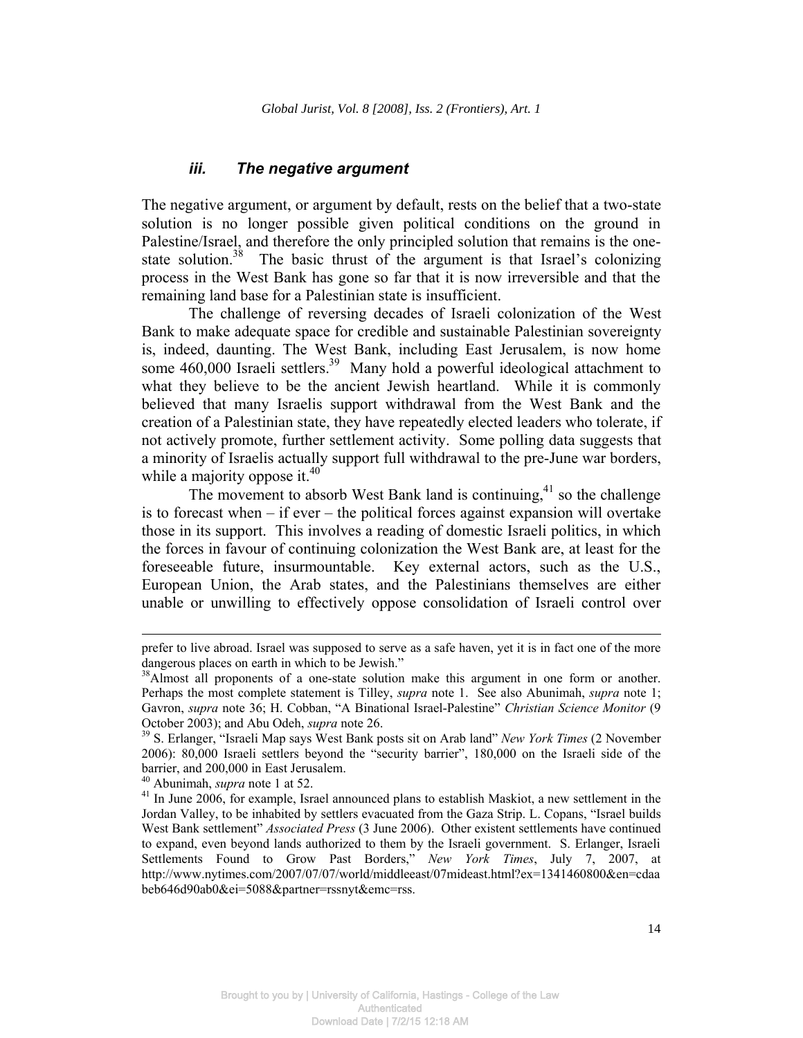### *iii. The negative argument*

The negative argument, or argument by default, rests on the belief that a two-state solution is no longer possible given political conditions on the ground in Palestine/Israel, and therefore the only principled solution that remains is the one-state solution.[38] The basic thrust of the argument is that Israel's colonizing process in the West Bank has gone so far that it is now irreversible and that the remaining land base for a Palestinian state is insufficient.

The challenge of reversing decades of Israeli colonization of the West Bank to make adequate space for credible and sustainable Palestinian sovereignty is, indeed, daunting. The West Bank, including East Jerusalem, is now home some 460,000 Israeli settlers.[39] Many hold a powerful ideological attachment to what they believe to be the ancient Jewish heartland. While it is commonly believed that many Israelis support withdrawal from the West Bank and the creation of a Palestinian state, they have repeatedly elected leaders who tolerate, if not actively promote, further settlement activity. Some polling data suggests that a minority of Israelis actually support full withdrawal to the pre-June war borders, while a majority oppose it.[40]

The movement to absorb West Bank land is continuing,[41] so the challenge is to forecast when – if ever – the political forces against expansion will overtake those in its support. This involves a reading of domestic Israeli politics, in which the forces in favour of continuing colonization the West Bank are, at least for the foreseeable future, insurmountable. Key external actors, such as the U.S., European Union, the Arab states, and the Palestinians themselves are either unable or unwilling to effectively oppose consolidation of Israeli control over

---

prefer to live abroad. Israel was supposed to serve as a safe haven, yet it is in fact one of the more dangerous places on earth in which to be Jewish."

[38] Almost all proponents of a one-state solution make this argument in one form or another. Perhaps the most complete statement is Tilley, *supra* note 1. See also Abunimah, *supra* note 1; Gavron, *supra* note 36; H. Cobban, "A Binational Israel-Palestine" *Christian Science Monitor* (9 October 2003); and Abu Odeh, *supra* note 26.

[39] S. Erlanger, "Israeli Map says West Bank posts sit on Arab land" *New York Times* (2 November 2006): 80,000 Israeli settlers beyond the "security barrier", 180,000 on the Israeli side of the barrier, and 200,000 in East Jerusalem.

[40] Abunimah, *supra* note 1 at 52.

[41] In June 2006, for example, Israel announced plans to establish Maskiot, a new settlement in the Jordan Valley, to be inhabited by settlers evacuated from the Gaza Strip. L. Copans, "Israel builds West Bank settlement" *Associated Press* (3 June 2006). Other existent settlements have continued to expand, even beyond lands authorized to them by the Israeli government. S. Erlanger, Israeli Settlements Found to Grow Past Borders," *New York Times*, July 7, 2007, at http://www.nytimes.com/2007/07/07/world/middleeast/07mideast.html?ex=1341460800&en=cdaabeb646d90ab0&ei=5088&partner=rssnyt&emc=rss.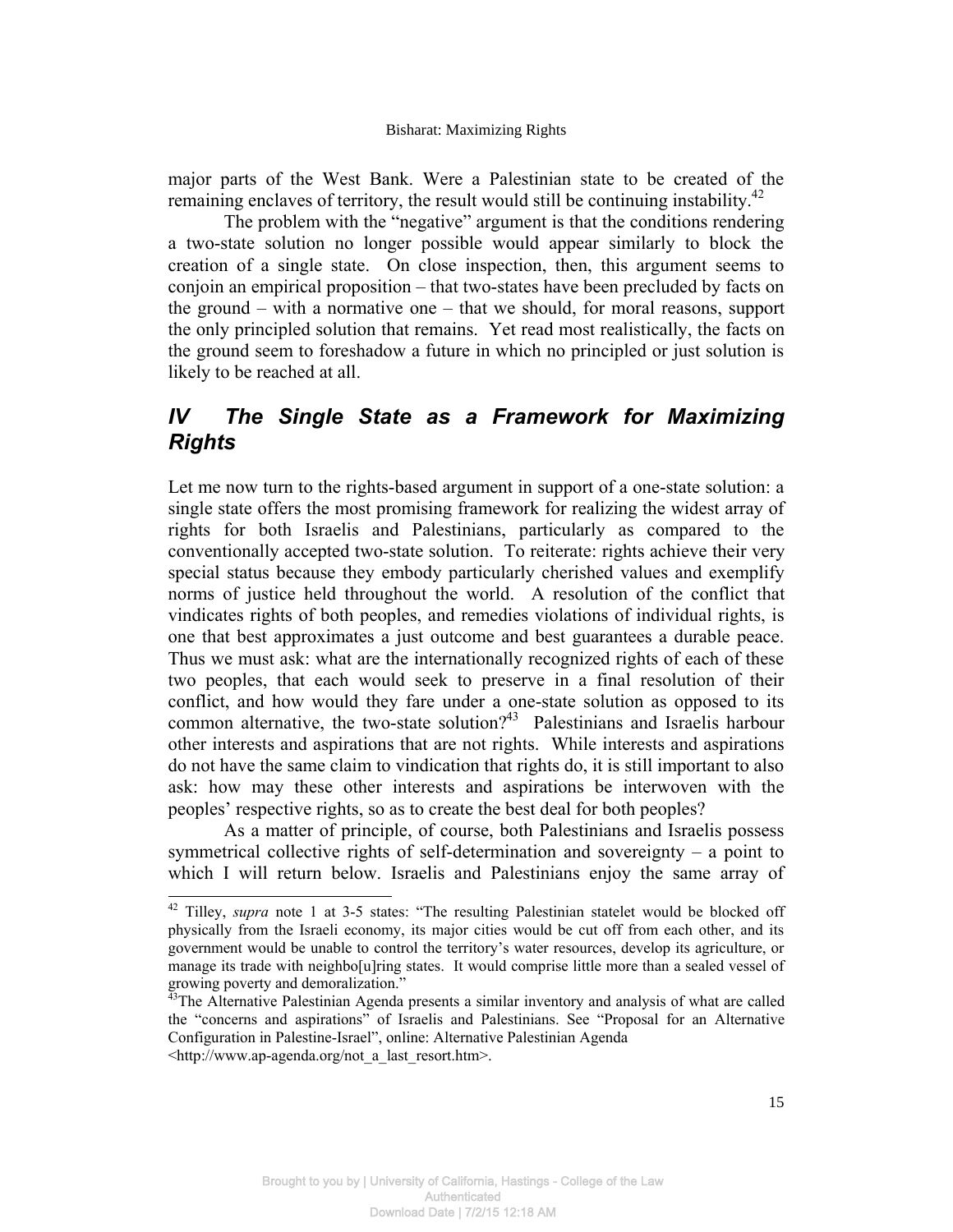major parts of the West Bank. Were a Palestinian state to be created of the remaining enclaves of territory, the result would still be continuing instability.[42]

The problem with the "negative" argument is that the conditions rendering a two-state solution no longer possible would appear similarly to block the creation of a single state. On close inspection, then, this argument seems to conjoin an empirical proposition – that two-states have been precluded by facts on the ground – with a normative one – that we should, for moral reasons, support the only principled solution that remains. Yet read most realistically, the facts on the ground seem to foreshadow a future in which no principled or just solution is likely to be reached at all.

## *IV The Single State as a Framework for Maximizing Rights*

Let me now turn to the rights-based argument in support of a one-state solution: a single state offers the most promising framework for realizing the widest array of rights for both Israelis and Palestinians, particularly as compared to the conventionally accepted two-state solution. To reiterate: rights achieve their very special status because they embody particularly cherished values and exemplify norms of justice held throughout the world. A resolution of the conflict that vindicates rights of both peoples, and remedies violations of individual rights, is one that best approximates a just outcome and best guarantees a durable peace. Thus we must ask: what are the internationally recognized rights of each of these two peoples, that each would seek to preserve in a final resolution of their conflict, and how would they fare under a one-state solution as opposed to its common alternative, the two-state solution?[43] Palestinians and Israelis harbour other interests and aspirations that are not rights. While interests and aspirations do not have the same claim to vindication that rights do, it is still important to also ask: how may these other interests and aspirations be interwoven with the peoples' respective rights, so as to create the best deal for both peoples?

As a matter of principle, of course, both Palestinians and Israelis possess symmetrical collective rights of self-determination and sovereignty – a point to which I will return below. Israelis and Palestinians enjoy the same array of

---

[42] Tilley, *supra* note 1 at 3-5 states: "The resulting Palestinian statelet would be blocked off physically from the Israeli economy, its major cities would be cut off from each other, and its government would be unable to control the territory's water resources, develop its agriculture, or manage its trade with neighbo[u]ring states. It would comprise little more than a sealed vessel of growing poverty and demoralization."

[43] The Alternative Palestinian Agenda presents a similar inventory and analysis of what are called the "concerns and aspirations" of Israelis and Palestinians. See "Proposal for an Alternative Configuration in Palestine-Israel", online: Alternative Palestinian Agenda <http://www.ap-agenda.org/not_a_last_resort.htm>.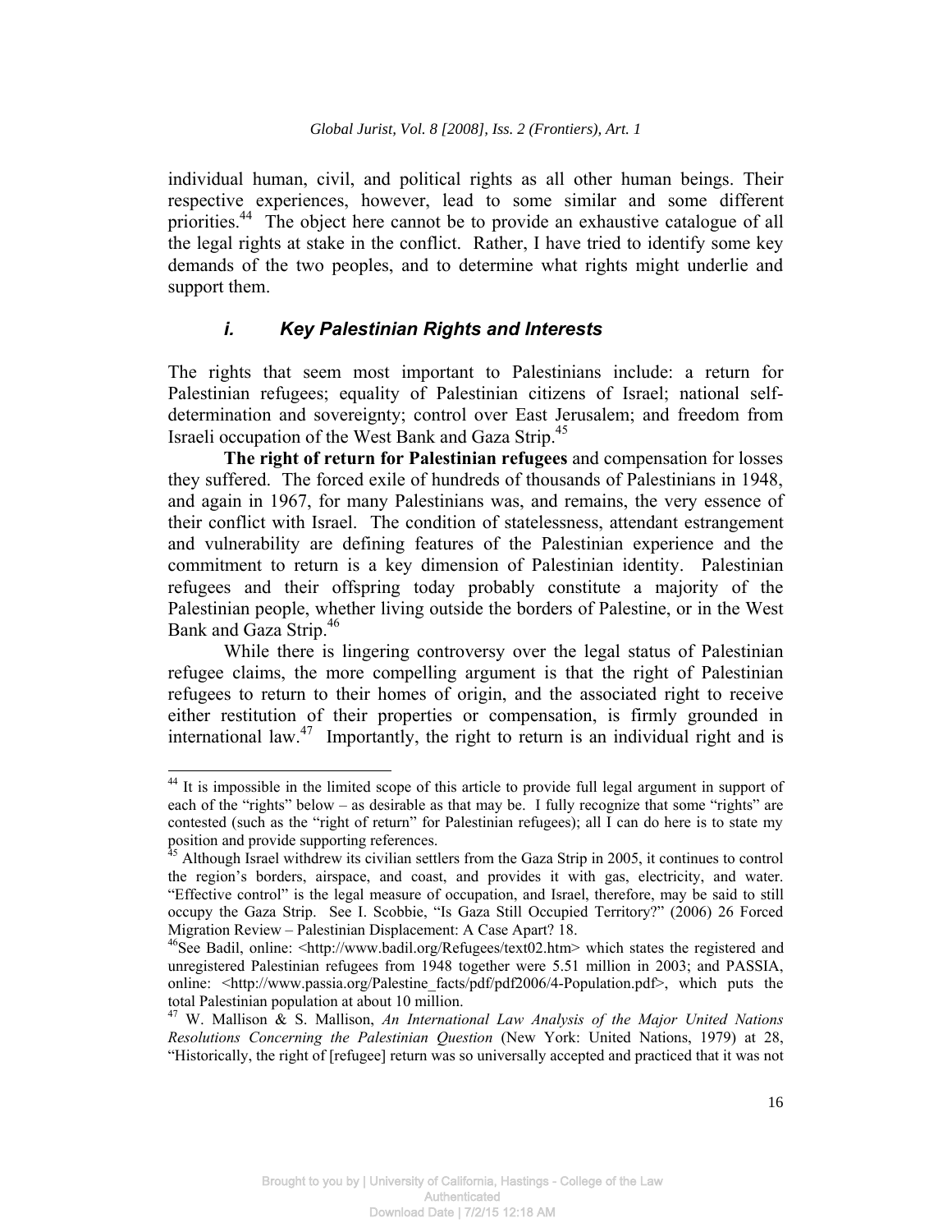individual human, civil, and political rights as all other human beings. Their respective experiences, however, lead to some similar and some different priorities.[44] The object here cannot be to provide an exhaustive catalogue of all the legal rights at stake in the conflict. Rather, I have tried to identify some key demands of the two peoples, and to determine what rights might underlie and support them.

### *i. Key Palestinian Rights and Interests*

The rights that seem most important to Palestinians include: a return for Palestinian refugees; equality of Palestinian citizens of Israel; national self-determination and sovereignty; control over East Jerusalem; and freedom from Israeli occupation of the West Bank and Gaza Strip.[45]

**The right of return for Palestinian refugees** and compensation for losses they suffered. The forced exile of hundreds of thousands of Palestinians in 1948, and again in 1967, for many Palestinians was, and remains, the very essence of their conflict with Israel. The condition of statelessness, attendant estrangement and vulnerability are defining features of the Palestinian experience and the commitment to return is a key dimension of Palestinian identity. Palestinian refugees and their offspring today probably constitute a majority of the Palestinian people, whether living outside the borders of Palestine, or in the West Bank and Gaza Strip.[46]

While there is lingering controversy over the legal status of Palestinian refugee claims, the more compelling argument is that the right of Palestinian refugees to return to their homes of origin, and the associated right to receive either restitution of their properties or compensation, is firmly grounded in international law.[47] Importantly, the right to return is an individual right and is

---

[44] It is impossible in the limited scope of this article to provide full legal argument in support of each of the "rights" below – as desirable as that may be. I fully recognize that some "rights" are contested (such as the "right of return" for Palestinian refugees); all I can do here is to state my position and provide supporting references.

[45] Although Israel withdrew its civilian settlers from the Gaza Strip in 2005, it continues to control the region's borders, airspace, and coast, and provides it with gas, electricity, and water. "Effective control" is the legal measure of occupation, and Israel, therefore, may be said to still occupy the Gaza Strip. See I. Scobbie, "Is Gaza Still Occupied Territory?" (2006) 26 Forced Migration Review – Palestinian Displacement: A Case Apart? 18.

[46] See Badil, online: <http://www.badil.org/Refugees/text02.htm> which states the registered and unregistered Palestinian refugees from 1948 together were 5.51 million in 2003; and PASSIA, online: <http://www.passia.org/Palestine_facts/pdf/pdf2006/4-Population.pdf>, which puts the total Palestinian population at about 10 million.

[47] W. Mallison & S. Mallison, *An International Law Analysis of the Major United Nations Resolutions Concerning the Palestinian Question* (New York: United Nations, 1979) at 28, "Historically, the right of [refugee] return was so universally accepted and practiced that it was not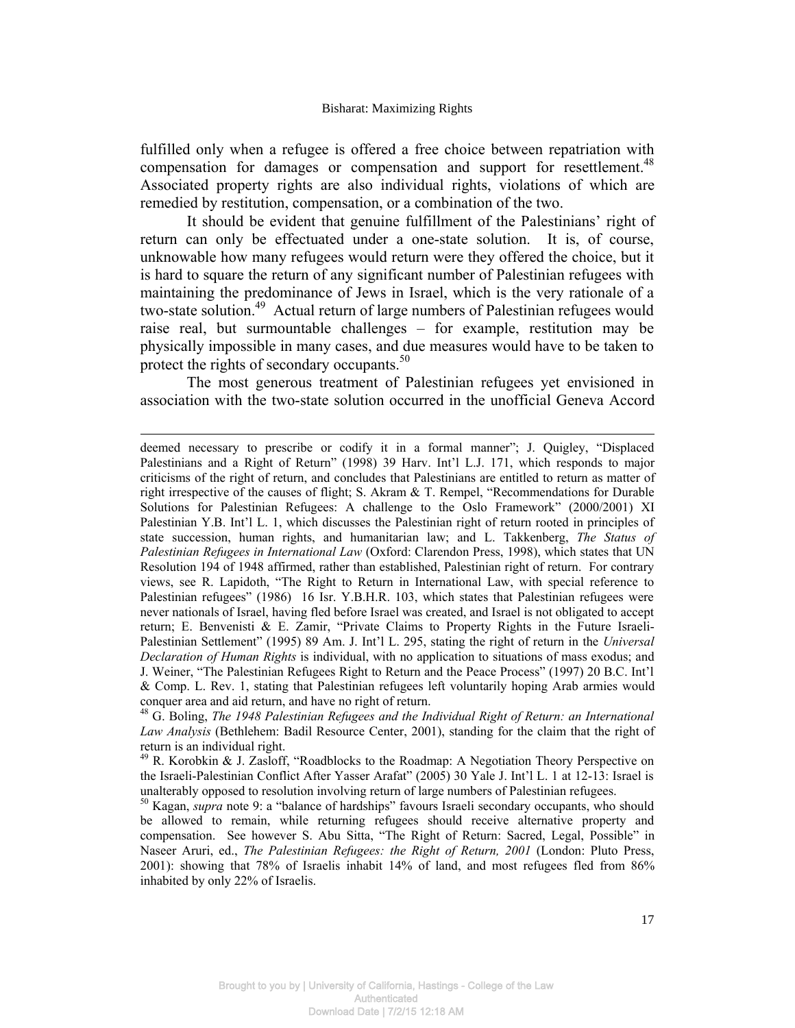fulfilled only when a refugee is offered a free choice between repatriation with compensation for damages or compensation and support for resettlement.[48] Associated property rights are also individual rights, violations of which are remedied by restitution, compensation, or a combination of the two.

It should be evident that genuine fulfillment of the Palestinians' right of return can only be effectuated under a one-state solution. It is, of course, unknowable how many refugees would return were they offered the choice, but it is hard to square the return of any significant number of Palestinian refugees with maintaining the predominance of Jews in Israel, which is the very rationale of a two-state solution.[49] Actual return of large numbers of Palestinian refugees would raise real, but surmountable challenges – for example, restitution may be physically impossible in many cases, and due measures would have to be taken to protect the rights of secondary occupants.[50]

The most generous treatment of Palestinian refugees yet envisioned in association with the two-state solution occurred in the unofficial Geneva Accord

---

deemed necessary to prescribe or codify it in a formal manner"; J. Quigley, "Displaced Palestinians and a Right of Return" (1998) 39 Harv. Int'l L.J. 171, which responds to major criticisms of the right of return, and concludes that Palestinians are entitled to return as matter of right irrespective of the causes of flight; S. Akram & T. Rempel, "Recommendations for Durable Solutions for Palestinian Refugees: A challenge to the Oslo Framework" (2000/2001) XI Palestinian Y.B. Int'l L. 1, which discusses the Palestinian right of return rooted in principles of state succession, human rights, and humanitarian law; and L. Takkenberg, *The Status of Palestinian Refugees in International Law* (Oxford: Clarendon Press, 1998), which states that UN Resolution 194 of 1948 affirmed, rather than established, Palestinian right of return. For contrary views, see R. Lapidoth, "The Right to Return in International Law, with special reference to Palestinian refugees" (1986) 16 Isr. Y.B.H.R. 103, which states that Palestinian refugees were never nationals of Israel, having fled before Israel was created, and Israel is not obligated to accept return; E. Benvenisti & E. Zamir, "Private Claims to Property Rights in the Future Israeli-Palestinian Settlement" (1995) 89 Am. J. Int'l L. 295, stating the right of return in the *Universal Declaration of Human Rights* is individual, with no application to situations of mass exodus; and J. Weiner, "The Palestinian Refugees Right to Return and the Peace Process" (1997) 20 B.C. Int'l & Comp. L. Rev. 1, stating that Palestinian refugees left voluntarily hoping Arab armies would conquer area and aid return, and have no right of return.

[48] G. Boling, *The 1948 Palestinian Refugees and the Individual Right of Return: an International Law Analysis* (Bethlehem: Badil Resource Center, 2001), standing for the claim that the right of return is an individual right.

[49] R. Korobkin & J. Zasloff, "Roadblocks to the Roadmap: A Negotiation Theory Perspective on the Israeli-Palestinian Conflict After Yasser Arafat" (2005) 30 Yale J. Int'l L. 1 at 12-13: Israel is unalterably opposed to resolution involving return of large numbers of Palestinian refugees.

[50] Kagan, *supra* note 9: a "balance of hardships" favours Israeli secondary occupants, who should be allowed to remain, while returning refugees should receive alternative property and compensation. See however S. Abu Sitta, "The Right of Return: Sacred, Legal, Possible" in Naseer Aruri, ed., *The Palestinian Refugees: the Right of Return, 2001* (London: Pluto Press, 2001): showing that 78% of Israelis inhabit 14% of land, and most refugees fled from 86% inhabited by only 22% of Israelis.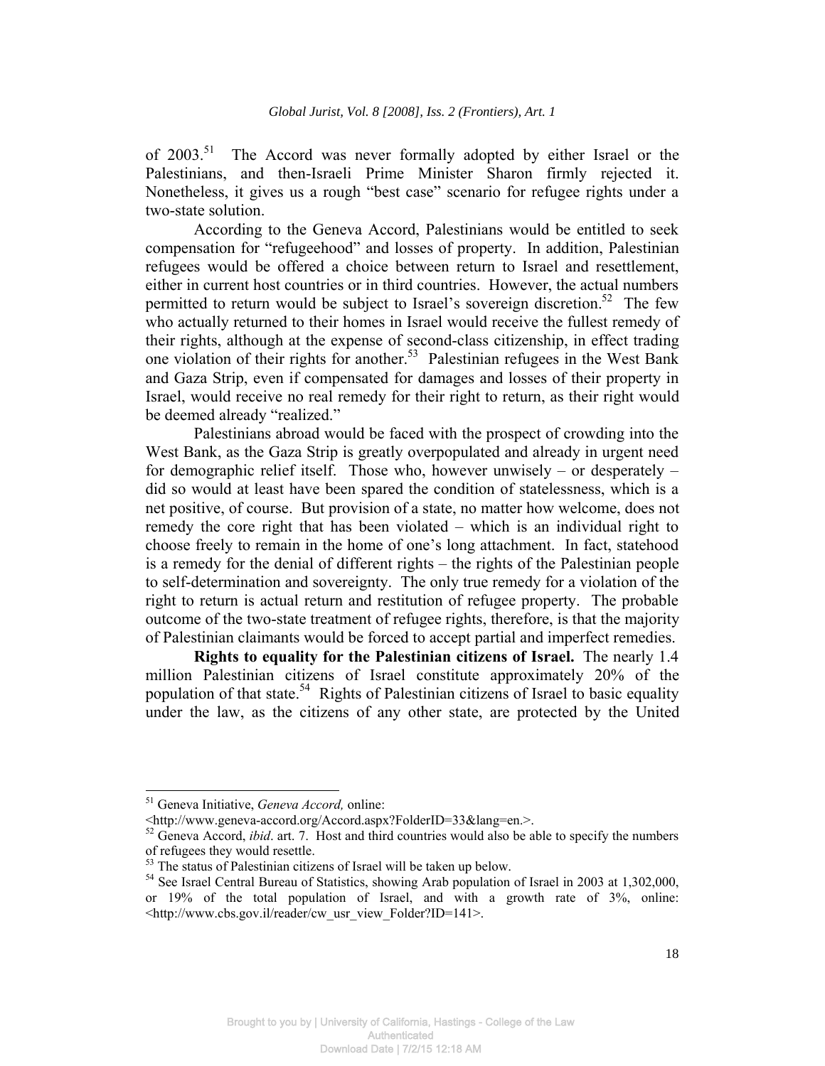of 2003.[51] The Accord was never formally adopted by either Israel or the Palestinians, and then-Israeli Prime Minister Sharon firmly rejected it. Nonetheless, it gives us a rough "best case" scenario for refugee rights under a two-state solution.

According to the Geneva Accord, Palestinians would be entitled to seek compensation for "refugeehood" and losses of property. In addition, Palestinian refugees would be offered a choice between return to Israel and resettlement, either in current host countries or in third countries. However, the actual numbers permitted to return would be subject to Israel's sovereign discretion.[52] The few who actually returned to their homes in Israel would receive the fullest remedy of their rights, although at the expense of second-class citizenship, in effect trading one violation of their rights for another.[53] Palestinian refugees in the West Bank and Gaza Strip, even if compensated for damages and losses of their property in Israel, would receive no real remedy for their right to return, as their right would be deemed already "realized."

Palestinians abroad would be faced with the prospect of crowding into the West Bank, as the Gaza Strip is greatly overpopulated and already in urgent need for demographic relief itself. Those who, however unwisely – or desperately – did so would at least have been spared the condition of statelessness, which is a net positive, of course. But provision of a state, no matter how welcome, does not remedy the core right that has been violated – which is an individual right to choose freely to remain in the home of one's long attachment. In fact, statehood is a remedy for the denial of different rights – the rights of the Palestinian people to self-determination and sovereignty. The only true remedy for a violation of the right to return is actual return and restitution of refugee property. The probable outcome of the two-state treatment of refugee rights, therefore, is that the majority of Palestinian claimants would be forced to accept partial and imperfect remedies.

**Rights to equality for the Palestinian citizens of Israel.** The nearly 1.4 million Palestinian citizens of Israel constitute approximately 20% of the population of that state.[54] Rights of Palestinian citizens of Israel to basic equality under the law, as the citizens of any other state, are protected by the United

---

[51] Geneva Initiative, *Geneva Accord,* online: <http://www.geneva-accord.org/Accord.aspx?FolderID=33&lang=en.>.

[52] Geneva Accord, *ibid*. art. 7. Host and third countries would also be able to specify the numbers of refugees they would resettle.

[53] The status of Palestinian citizens of Israel will be taken up below.

[54] See Israel Central Bureau of Statistics, showing Arab population of Israel in 2003 at 1,302,000, or 19% of the total population of Israel, and with a growth rate of 3%, online: <http://www.cbs.gov.il/reader/cw_usr_view_Folder?ID=141>.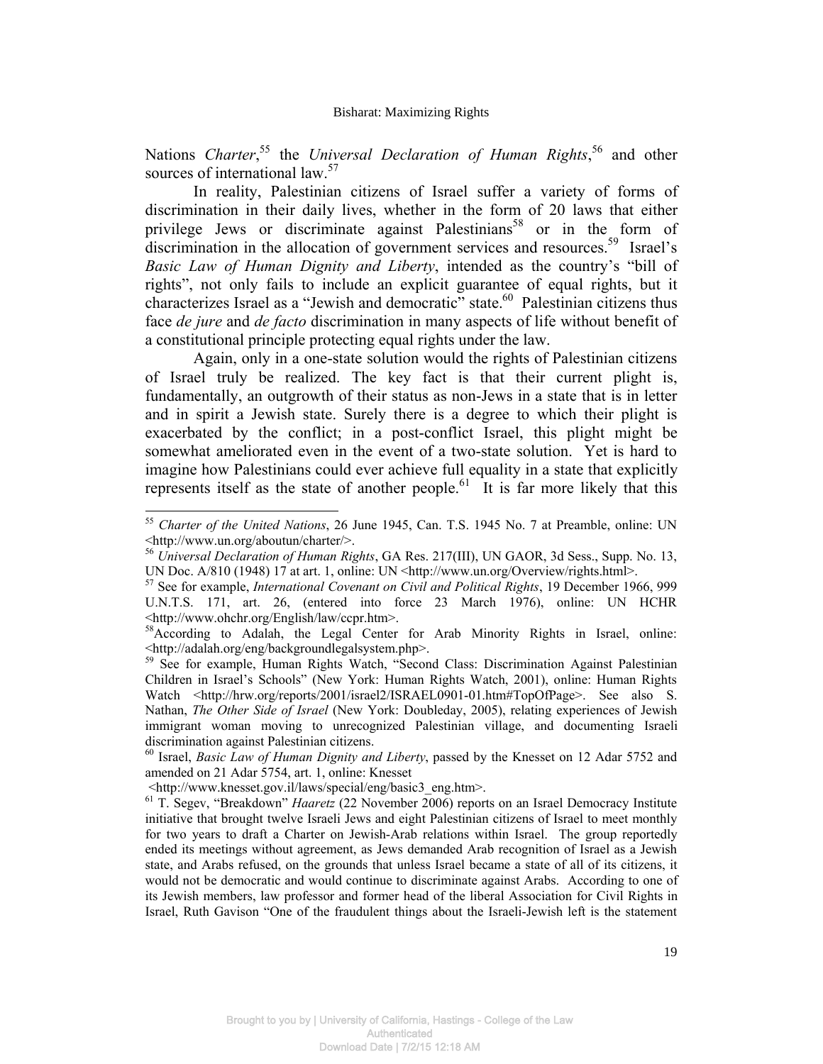Nations *Charter*,[55] the *Universal Declaration of Human Rights*,[56] and other sources of international law.[57]

In reality, Palestinian citizens of Israel suffer a variety of forms of discrimination in their daily lives, whether in the form of 20 laws that either privilege Jews or discriminate against Palestinians[58] or in the form of discrimination in the allocation of government services and resources.[59] Israel's *Basic Law of Human Dignity and Liberty*, intended as the country's "bill of rights", not only fails to include an explicit guarantee of equal rights, but it characterizes Israel as a "Jewish and democratic" state.[60] Palestinian citizens thus face *de jure* and *de facto* discrimination in many aspects of life without benefit of a constitutional principle protecting equal rights under the law.

Again, only in a one-state solution would the rights of Palestinian citizens of Israel truly be realized. The key fact is that their current plight is, fundamentally, an outgrowth of their status as non-Jews in a state that is in letter and in spirit a Jewish state. Surely there is a degree to which their plight is exacerbated by the conflict; in a post-conflict Israel, this plight might be somewhat ameliorated even in the event of a two-state solution. Yet is hard to imagine how Palestinians could ever achieve full equality in a state that explicitly represents itself as the state of another people.[61] It is far more likely that this

---

[55] *Charter of the United Nations*, 26 June 1945, Can. T.S. 1945 No. 7 at Preamble, online: UN <http://www.un.org/aboutun/charter/>.

[56] *Universal Declaration of Human Rights*, GA Res. 217(III), UN GAOR, 3d Sess., Supp. No. 13, UN Doc. A/810 (1948) 17 at art. 1, online: UN <http://www.un.org/Overview/rights.html>.

[57] See for example, *International Covenant on Civil and Political Rights*, 19 December 1966, 999 U.N.T.S. 171, art. 26, (entered into force 23 March 1976), online: UN HCHR <http://www.ohchr.org/English/law/ccpr.htm>.

[58] According to Adalah, the Legal Center for Arab Minority Rights in Israel, online: <http://adalah.org/eng/backgroundlegalsystem.php>.

[59] See for example, Human Rights Watch, "Second Class: Discrimination Against Palestinian Children in Israel's Schools" (New York: Human Rights Watch, 2001), online: Human Rights Watch <http://hrw.org/reports/2001/israel2/ISRAEL0901-01.htm#TopOfPage>. See also S. Nathan, *The Other Side of Israel* (New York: Doubleday, 2005), relating experiences of Jewish immigrant woman moving to unrecognized Palestinian village, and documenting Israeli discrimination against Palestinian citizens.

[60] Israel, *Basic Law of Human Dignity and Liberty*, passed by the Knesset on 12 Adar 5752 and amended on 21 Adar 5754, art. 1, online: Knesset <http://www.knesset.gov.il/laws/special/eng/basic3_eng.htm>.

[61] T. Segev, "Breakdown" *Haaretz* (22 November 2006) reports on an Israel Democracy Institute initiative that brought twelve Israeli Jews and eight Palestinian citizens of Israel to meet monthly for two years to draft a Charter on Jewish-Arab relations within Israel. The group reportedly ended its meetings without agreement, as Jews demanded Arab recognition of Israel as a Jewish state, and Arabs refused, on the grounds that unless Israel became a state of all of its citizens, it would not be democratic and would continue to discriminate against Arabs. According to one of its Jewish members, law professor and former head of the liberal Association for Civil Rights in Israel, Ruth Gavison "One of the fraudulent things about the Israeli-Jewish left is the statement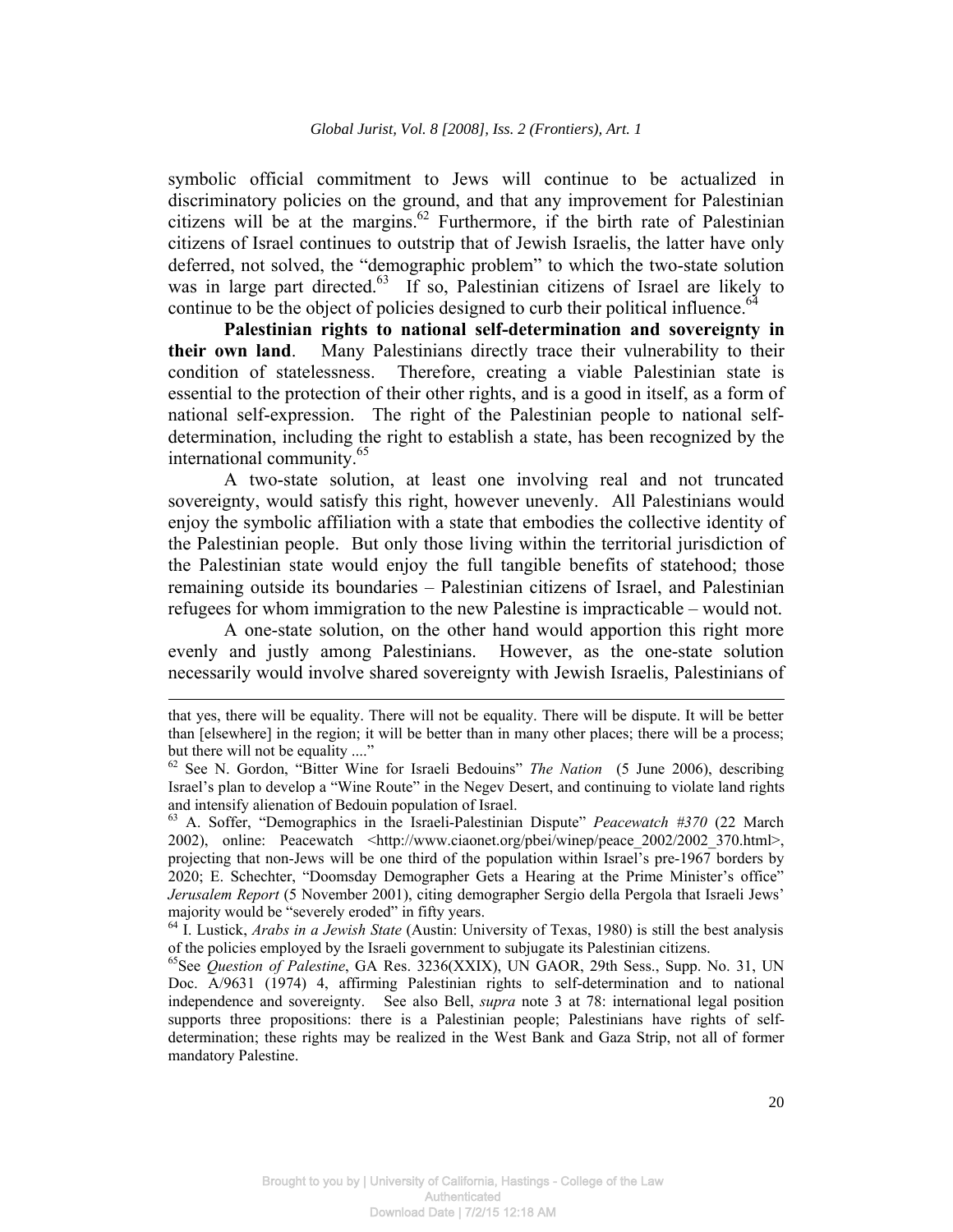symbolic official commitment to Jews will continue to be actualized in discriminatory policies on the ground, and that any improvement for Palestinian citizens will be at the margins.[62] Furthermore, if the birth rate of Palestinian citizens of Israel continues to outstrip that of Jewish Israelis, the latter have only deferred, not solved, the "demographic problem" to which the two-state solution was in large part directed.[63] If so, Palestinian citizens of Israel are likely to continue to be the object of policies designed to curb their political influence.[64]

**Palestinian rights to national self-determination and sovereignty in their own land**. Many Palestinians directly trace their vulnerability to their condition of statelessness. Therefore, creating a viable Palestinian state is essential to the protection of their other rights, and is a good in itself, as a form of national self-expression. The right of the Palestinian people to national self-determination, including the right to establish a state, has been recognized by the international community.[65]

A two-state solution, at least one involving real and not truncated sovereignty, would satisfy this right, however unevenly. All Palestinians would enjoy the symbolic affiliation with a state that embodies the collective identity of the Palestinian people. But only those living within the territorial jurisdiction of the Palestinian state would enjoy the full tangible benefits of statehood; those remaining outside its boundaries – Palestinian citizens of Israel, and Palestinian refugees for whom immigration to the new Palestine is impracticable – would not.

A one-state solution, on the other hand would apportion this right more evenly and justly among Palestinians. However, as the one-state solution necessarily would involve shared sovereignty with Jewish Israelis, Palestinians of

---

that yes, there will be equality. There will not be equality. There will be dispute. It will be better than [elsewhere] in the region; it will be better than in many other places; there will be a process; but there will not be equality ...."

[62] See N. Gordon, "Bitter Wine for Israeli Bedouins" *The Nation* (5 June 2006), describing Israel's plan to develop a "Wine Route" in the Negev Desert, and continuing to violate land rights and intensify alienation of Bedouin population of Israel.

[63] A. Soffer, "Demographics in the Israeli-Palestinian Dispute" *Peacewatch #370* (22 March 2002), online: Peacewatch <http://www.ciaonet.org/pbei/winep/peace_2002/2002_370.html>, projecting that non-Jews will be one third of the population within Israel's pre-1967 borders by 2020; E. Schechter, "Doomsday Demographer Gets a Hearing at the Prime Minister's office" *Jerusalem Report* (5 November 2001), citing demographer Sergio della Pergola that Israeli Jews' majority would be "severely eroded" in fifty years.

[64] I. Lustick, *Arabs in a Jewish State* (Austin: University of Texas, 1980) is still the best analysis of the policies employed by the Israeli government to subjugate its Palestinian citizens.

[65] See *Question of Palestine*, GA Res. 3236(XXIX), UN GAOR, 29th Sess., Supp. No. 31, UN Doc. A/9631 (1974) 4, affirming Palestinian rights to self-determination and to national independence and sovereignty. See also Bell, *supra* note 3 at 78: international legal position supports three propositions: there is a Palestinian people; Palestinians have rights of self-determination; these rights may be realized in the West Bank and Gaza Strip, not all of former mandatory Palestine.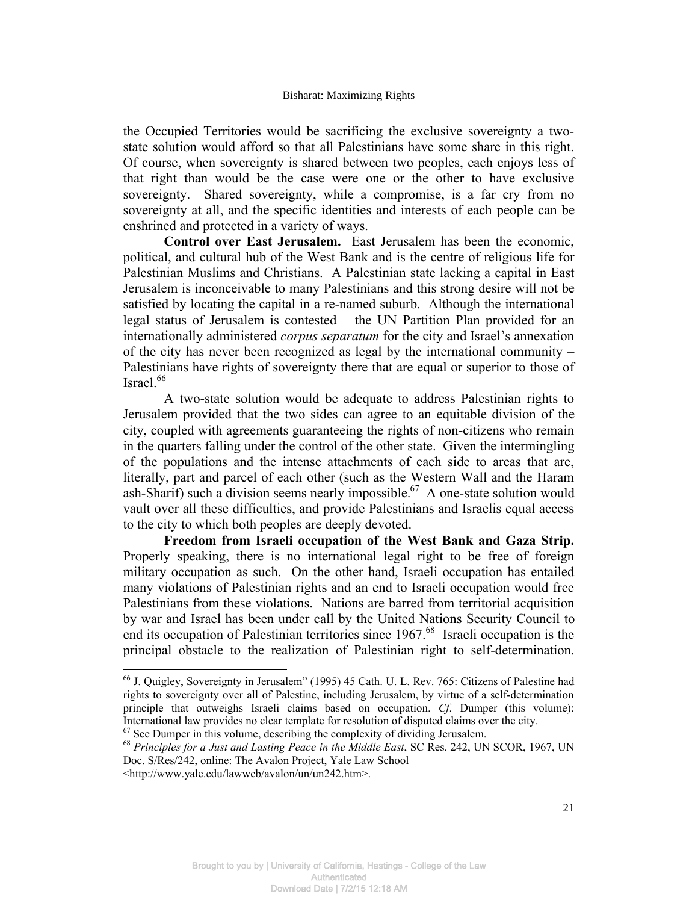the Occupied Territories would be sacrificing the exclusive sovereignty a two-state solution would afford so that all Palestinians have some share in this right. Of course, when sovereignty is shared between two peoples, each enjoys less of that right than would be the case were one or the other to have exclusive sovereignty. Shared sovereignty, while a compromise, is a far cry from no sovereignty at all, and the specific identities and interests of each people can be enshrined and protected in a variety of ways.

**Control over East Jerusalem.** East Jerusalem has been the economic, political, and cultural hub of the West Bank and is the centre of religious life for Palestinian Muslims and Christians. A Palestinian state lacking a capital in East Jerusalem is inconceivable to many Palestinians and this strong desire will not be satisfied by locating the capital in a re-named suburb. Although the international legal status of Jerusalem is contested – the UN Partition Plan provided for an internationally administered *corpus separatum* for the city and Israel's annexation of the city has never been recognized as legal by the international community – Palestinians have rights of sovereignty there that are equal or superior to those of Israel.[66]

A two-state solution would be adequate to address Palestinian rights to Jerusalem provided that the two sides can agree to an equitable division of the city, coupled with agreements guaranteeing the rights of non-citizens who remain in the quarters falling under the control of the other state. Given the intermingling of the populations and the intense attachments of each side to areas that are, literally, part and parcel of each other (such as the Western Wall and the Haram ash-Sharif) such a division seems nearly impossible.[67] A one-state solution would vault over all these difficulties, and provide Palestinians and Israelis equal access to the city to which both peoples are deeply devoted.

**Freedom from Israeli occupation of the West Bank and Gaza Strip.** Properly speaking, there is no international legal right to be free of foreign military occupation as such. On the other hand, Israeli occupation has entailed many violations of Palestinian rights and an end to Israeli occupation would free Palestinians from these violations. Nations are barred from territorial acquisition by war and Israel has been under call by the United Nations Security Council to end its occupation of Palestinian territories since 1967.[68] Israeli occupation is the principal obstacle to the realization of Palestinian right to self-determination.

---

[66] J. Quigley, Sovereignty in Jerusalem" (1995) 45 Cath. U. L. Rev. 765: Citizens of Palestine had rights to sovereignty over all of Palestine, including Jerusalem, by virtue of a self-determination principle that outweighs Israeli claims based on occupation. *Cf*. Dumper (this volume): International law provides no clear template for resolution of disputed claims over the city.

[67] See Dumper in this volume, describing the complexity of dividing Jerusalem.

[68] *Principles for a Just and Lasting Peace in the Middle East*, SC Res. 242, UN SCOR, 1967, UN Doc. S/Res/242, online: The Avalon Project, Yale Law School <http://www.yale.edu/lawweb/avalon/un/un242.htm>.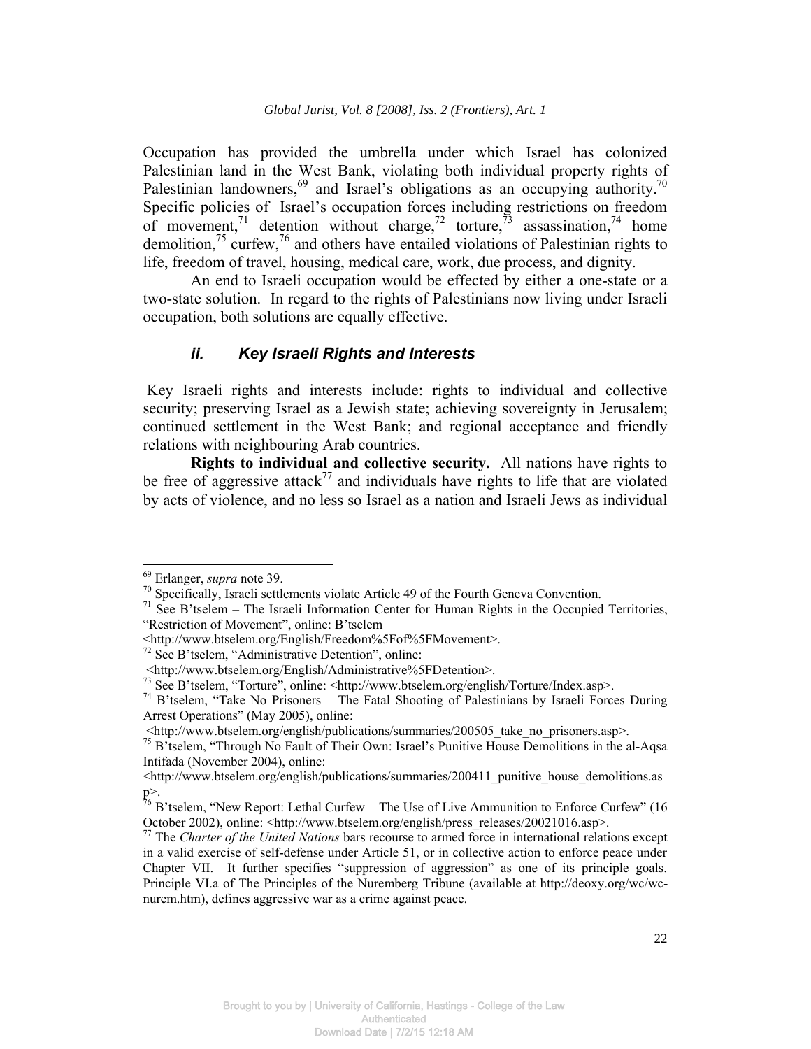Occupation has provided the umbrella under which Israel has colonized Palestinian land in the West Bank, violating both individual property rights of Palestinian landowners,[69] and Israel's obligations as an occupying authority.[70] Specific policies of Israel's occupation forces including restrictions on freedom of movement,[71] detention without charge,[72] torture,[73] assassination,[74] home demolition,[75] curfew,[76] and others have entailed violations of Palestinian rights to life, freedom of travel, housing, medical care, work, due process, and dignity.

An end to Israeli occupation would be effected by either a one-state or a two-state solution. In regard to the rights of Palestinians now living under Israeli occupation, both solutions are equally effective.

### *ii. Key Israeli Rights and Interests*

Key Israeli rights and interests include: rights to individual and collective security; preserving Israel as a Jewish state; achieving sovereignty in Jerusalem; continued settlement in the West Bank; and regional acceptance and friendly relations with neighbouring Arab countries.

**Rights to individual and collective security.** All nations have rights to be free of aggressive attack[77] and individuals have rights to life that are violated by acts of violence, and no less so Israel as a nation and Israeli Jews as individual

---

[69] Erlanger, *supra* note 39.

[70] Specifically, Israeli settlements violate Article 49 of the Fourth Geneva Convention.

[71] See B'tselem – The Israeli Information Center for Human Rights in the Occupied Territories, "Restriction of Movement", online: B'tselem <http://www.btselem.org/English/Freedom%5Fof%5FMovement>.

[72] See B'tselem, "Administrative Detention", online: <http://www.btselem.org/English/Administrative%5FDetention>.

[73] See B'tselem, "Torture", online: <http://www.btselem.org/english/Torture/Index.asp>.

[74] B'tselem, "Take No Prisoners – The Fatal Shooting of Palestinians by Israeli Forces During Arrest Operations" (May 2005), online: <http://www.btselem.org/english/publications/summaries/200505_take_no_prisoners.asp>.

[75] B'tselem, "Through No Fault of Their Own: Israel's Punitive House Demolitions in the al-Aqsa Intifada (November 2004), online: <http://www.btselem.org/english/publications/summaries/200411_punitive_house_demolitions.asp>.

[76] B'tselem, "New Report: Lethal Curfew – The Use of Live Ammunition to Enforce Curfew" (16 October 2002), online: <http://www.btselem.org/english/press_releases/20021016.asp>.

[77] The *Charter of the United Nations* bars recourse to armed force in international relations except in a valid exercise of self-defense under Article 51, or in collective action to enforce peace under Chapter VII. It further specifies "suppression of aggression" as one of its principle goals. Principle VI.a of The Principles of the Nuremberg Tribune (available at http://deoxy.org/wc/wc-nurem.htm), defines aggressive war as a crime against peace.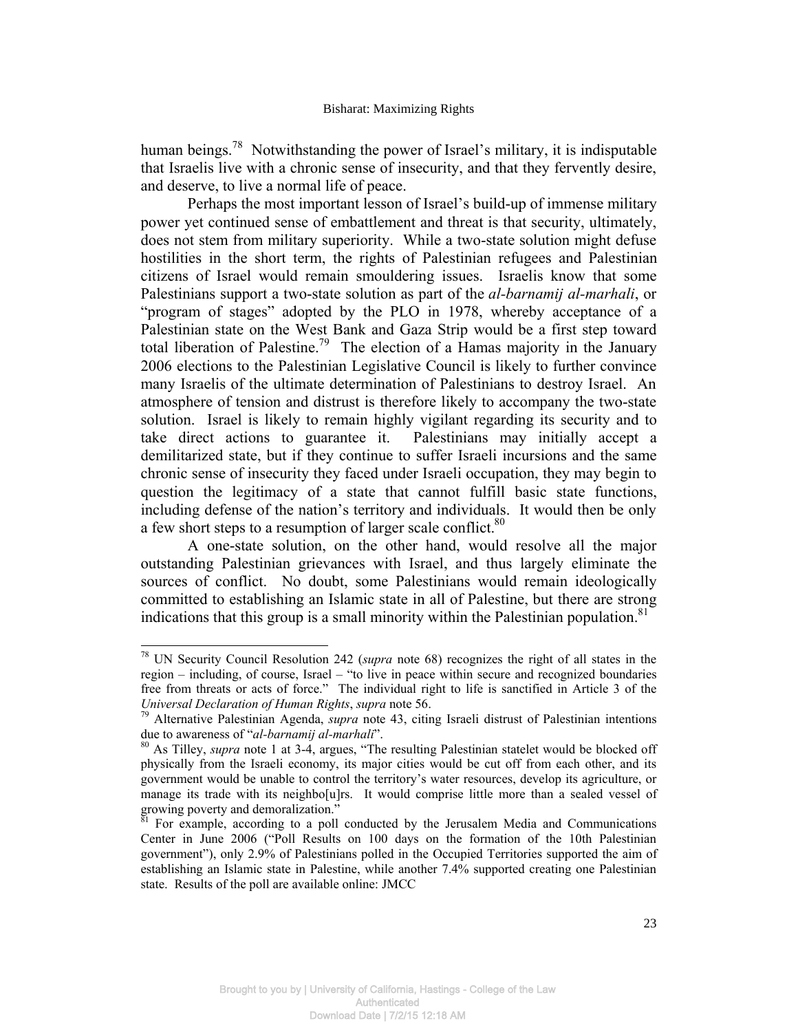human beings.[78] Notwithstanding the power of Israel's military, it is indisputable that Israelis live with a chronic sense of insecurity, and that they fervently desire, and deserve, to live a normal life of peace.

Perhaps the most important lesson of Israel's build-up of immense military power yet continued sense of embattlement and threat is that security, ultimately, does not stem from military superiority. While a two-state solution might defuse hostilities in the short term, the rights of Palestinian refugees and Palestinian citizens of Israel would remain smouldering issues. Israelis know that some Palestinians support a two-state solution as part of the *al-barnamij al-marhali*, or "program of stages" adopted by the PLO in 1978, whereby acceptance of a Palestinian state on the West Bank and Gaza Strip would be a first step toward total liberation of Palestine.[79] The election of a Hamas majority in the January 2006 elections to the Palestinian Legislative Council is likely to further convince many Israelis of the ultimate determination of Palestinians to destroy Israel. An atmosphere of tension and distrust is therefore likely to accompany the two-state solution. Israel is likely to remain highly vigilant regarding its security and to take direct actions to guarantee it. Palestinians may initially accept a demilitarized state, but if they continue to suffer Israeli incursions and the same chronic sense of insecurity they faced under Israeli occupation, they may begin to question the legitimacy of a state that cannot fulfill basic state functions, including defense of the nation's territory and individuals. It would then be only a few short steps to a resumption of larger scale conflict.[80]

A one-state solution, on the other hand, would resolve all the major outstanding Palestinian grievances with Israel, and thus largely eliminate the sources of conflict. No doubt, some Palestinians would remain ideologically committed to establishing an Islamic state in all of Palestine, but there are strong indications that this group is a small minority within the Palestinian population.[81]

---

[78] UN Security Council Resolution 242 (*supra* note 68) recognizes the right of all states in the region – including, of course, Israel – "to live in peace within secure and recognized boundaries free from threats or acts of force." The individual right to life is sanctified in Article 3 of the *Universal Declaration of Human Rights*, *supra* note 56.

[79] Alternative Palestinian Agenda, *supra* note 43, citing Israeli distrust of Palestinian intentions due to awareness of "*al-barnamij al-marhali*".

[80] As Tilley, *supra* note 1 at 3-4, argues, "The resulting Palestinian statelet would be blocked off physically from the Israeli economy, its major cities would be cut off from each other, and its government would be unable to control the territory's water resources, develop its agriculture, or manage its trade with its neighbo[u]rs. It would comprise little more than a sealed vessel of growing poverty and demoralization."

[81] For example, according to a poll conducted by the Jerusalem Media and Communications Center in June 2006 ("Poll Results on 100 days on the formation of the 10th Palestinian government"), only 2.9% of Palestinians polled in the Occupied Territories supported the aim of establishing an Islamic state in Palestine, while another 7.4% supported creating one Palestinian state. Results of the poll are available online: JMCC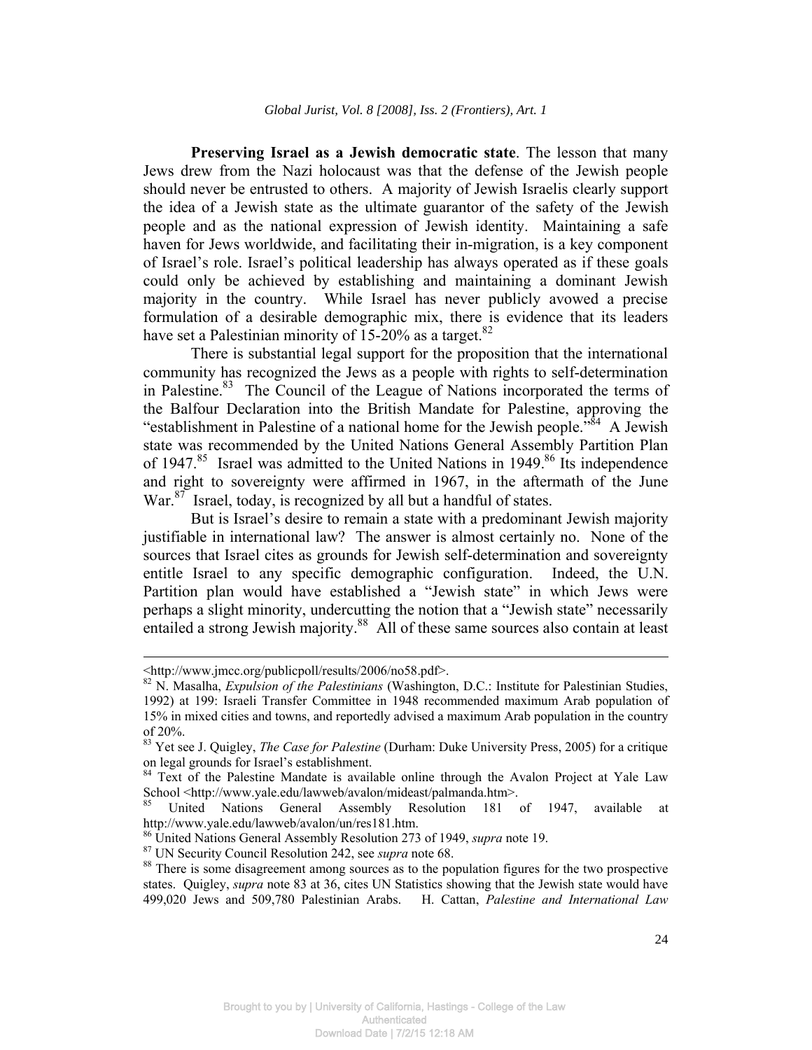**Preserving Israel as a Jewish democratic state**. The lesson that many Jews drew from the Nazi holocaust was that the defense of the Jewish people should never be entrusted to others. A majority of Jewish Israelis clearly support the idea of a Jewish state as the ultimate guarantor of the safety of the Jewish people and as the national expression of Jewish identity. Maintaining a safe haven for Jews worldwide, and facilitating their in-migration, is a key component of Israel's role. Israel's political leadership has always operated as if these goals could only be achieved by establishing and maintaining a dominant Jewish majority in the country. While Israel has never publicly avowed a precise formulation of a desirable demographic mix, there is evidence that its leaders have set a Palestinian minority of 15-20% as a target.[82]

There is substantial legal support for the proposition that the international community has recognized the Jews as a people with rights to self-determination in Palestine.[83] The Council of the League of Nations incorporated the terms of the Balfour Declaration into the British Mandate for Palestine, approving the "establishment in Palestine of a national home for the Jewish people."[84] A Jewish state was recommended by the United Nations General Assembly Partition Plan of 1947.[85] Israel was admitted to the United Nations in 1949.[86] Its independence and right to sovereignty were affirmed in 1967, in the aftermath of the June War.[87] Israel, today, is recognized by all but a handful of states.

But is Israel's desire to remain a state with a predominant Jewish majority justifiable in international law? The answer is almost certainly no. None of the sources that Israel cites as grounds for Jewish self-determination and sovereignty entitle Israel to any specific demographic configuration. Indeed, the U.N. Partition plan would have established a "Jewish state" in which Jews were perhaps a slight minority, undercutting the notion that a "Jewish state" necessarily entailed a strong Jewish majority.[88] All of these same sources also contain at least

---

<http://www.jmcc.org/publicpoll/results/2006/no58.pdf>.

[82] N. Masalha, *Expulsion of the Palestinians* (Washington, D.C.: Institute for Palestinian Studies, 1992) at 199: Israeli Transfer Committee in 1948 recommended maximum Arab population of 15% in mixed cities and towns, and reportedly advised a maximum Arab population in the country of 20%.

[83] Yet see J. Quigley, *The Case for Palestine* (Durham: Duke University Press, 2005) for a critique on legal grounds for Israel's establishment.

[84] Text of the Palestine Mandate is available online through the Avalon Project at Yale Law School <http://www.yale.edu/lawweb/avalon/mideast/palmanda.htm>.

[85] United Nations General Assembly Resolution 181 of 1947, available at http://www.yale.edu/lawweb/avalon/un/res181.htm.

[86] United Nations General Assembly Resolution 273 of 1949, *supra* note 19.

[87] UN Security Council Resolution 242, see *supra* note 68.

[88] There is some disagreement among sources as to the population figures for the two prospective states. Quigley, *supra* note 83 at 36, cites UN Statistics showing that the Jewish state would have 499,020 Jews and 509,780 Palestinian Arabs. H. Cattan, *Palestine and International Law*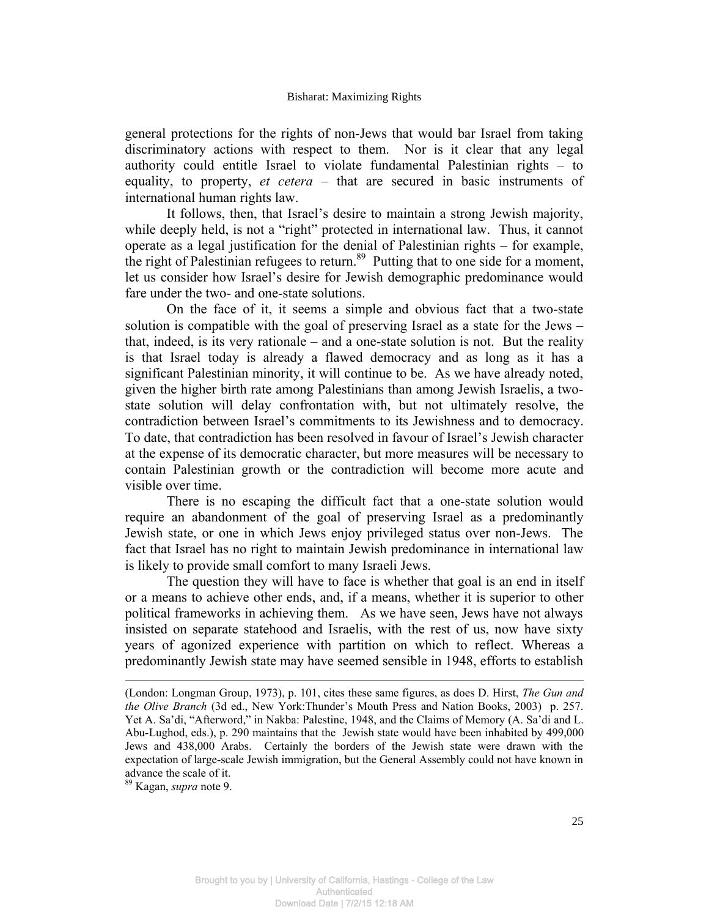general protections for the rights of non-Jews that would bar Israel from taking discriminatory actions with respect to them. Nor is it clear that any legal authority could entitle Israel to violate fundamental Palestinian rights – to equality, to property, *et cetera* – that are secured in basic instruments of international human rights law.

It follows, then, that Israel's desire to maintain a strong Jewish majority, while deeply held, is not a "right" protected in international law. Thus, it cannot operate as a legal justification for the denial of Palestinian rights – for example, the right of Palestinian refugees to return.[89] Putting that to one side for a moment, let us consider how Israel's desire for Jewish demographic predominance would fare under the two- and one-state solutions.

On the face of it, it seems a simple and obvious fact that a two-state solution is compatible with the goal of preserving Israel as a state for the Jews – that, indeed, is its very rationale – and a one-state solution is not. But the reality is that Israel today is already a flawed democracy and as long as it has a significant Palestinian minority, it will continue to be. As we have already noted, given the higher birth rate among Palestinians than among Jewish Israelis, a two-state solution will delay confrontation with, but not ultimately resolve, the contradiction between Israel's commitments to its Jewishness and to democracy. To date, that contradiction has been resolved in favour of Israel's Jewish character at the expense of its democratic character, but more measures will be necessary to contain Palestinian growth or the contradiction will become more acute and visible over time.

There is no escaping the difficult fact that a one-state solution would require an abandonment of the goal of preserving Israel as a predominantly Jewish state, or one in which Jews enjoy privileged status over non-Jews. The fact that Israel has no right to maintain Jewish predominance in international law is likely to provide small comfort to many Israeli Jews.

The question they will have to face is whether that goal is an end in itself or a means to achieve other ends, and, if a means, whether it is superior to other political frameworks in achieving them. As we have seen, Jews have not always insisted on separate statehood and Israelis, with the rest of us, now have sixty years of agonized experience with partition on which to reflect. Whereas a predominantly Jewish state may have seemed sensible in 1948, efforts to establish

---

(London: Longman Group, 1973), p. 101, cites these same figures, as does D. Hirst, *The Gun and the Olive Branch* (3d ed., New York:Thunder's Mouth Press and Nation Books, 2003) p. 257. Yet A. Sa'di, "Afterword," in Nakba: Palestine, 1948, and the Claims of Memory (A. Sa'di and L. Abu-Lughod, eds.), p. 290 maintains that the Jewish state would have been inhabited by 499,000 Jews and 438,000 Arabs. Certainly the borders of the Jewish state were drawn with the expectation of large-scale Jewish immigration, but the General Assembly could not have known in advance the scale of it.

[89] Kagan, *supra* note 9.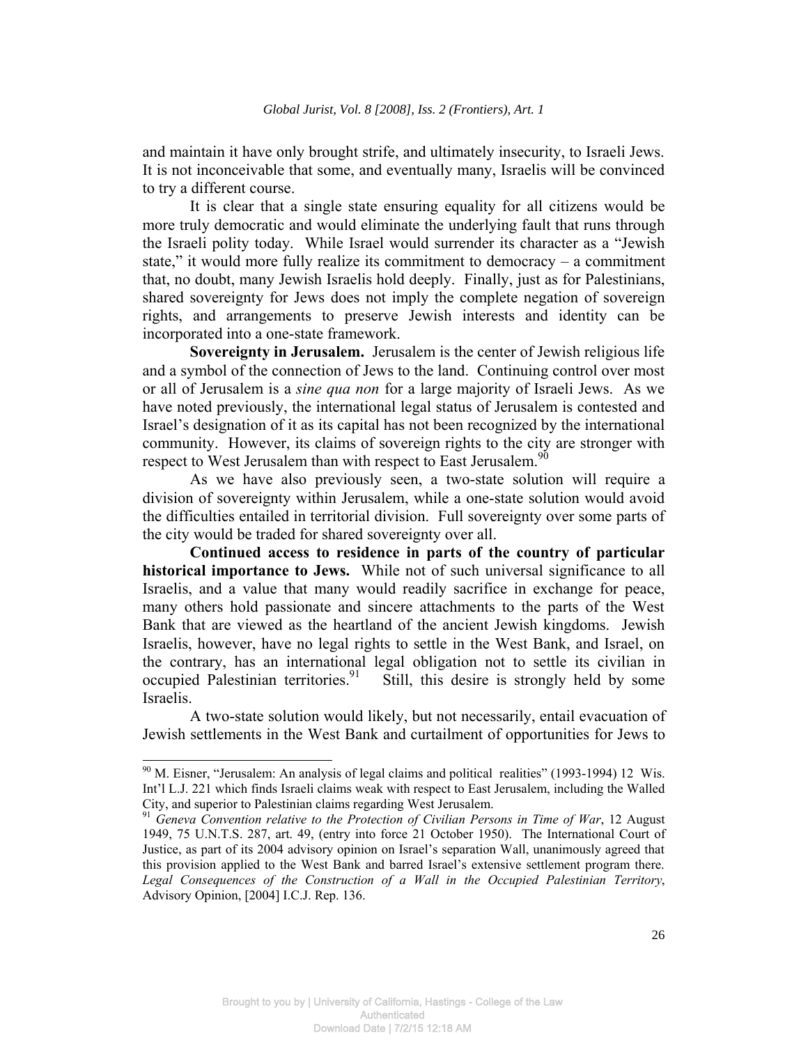and maintain it have only brought strife, and ultimately insecurity, to Israeli Jews. It is not inconceivable that some, and eventually many, Israelis will be convinced to try a different course.

It is clear that a single state ensuring equality for all citizens would be more truly democratic and would eliminate the underlying fault that runs through the Israeli polity today. While Israel would surrender its character as a "Jewish state," it would more fully realize its commitment to democracy – a commitment that, no doubt, many Jewish Israelis hold deeply. Finally, just as for Palestinians, shared sovereignty for Jews does not imply the complete negation of sovereign rights, and arrangements to preserve Jewish interests and identity can be incorporated into a one-state framework.

**Sovereignty in Jerusalem.** Jerusalem is the center of Jewish religious life and a symbol of the connection of Jews to the land. Continuing control over most or all of Jerusalem is a *sine qua non* for a large majority of Israeli Jews. As we have noted previously, the international legal status of Jerusalem is contested and Israel's designation of it as its capital has not been recognized by the international community. However, its claims of sovereign rights to the city are stronger with respect to West Jerusalem than with respect to East Jerusalem.[90]

As we have also previously seen, a two-state solution will require a division of sovereignty within Jerusalem, while a one-state solution would avoid the difficulties entailed in territorial division. Full sovereignty over some parts of the city would be traded for shared sovereignty over all.

**Continued access to residence in parts of the country of particular historical importance to Jews.** While not of such universal significance to all Israelis, and a value that many would readily sacrifice in exchange for peace, many others hold passionate and sincere attachments to the parts of the West Bank that are viewed as the heartland of the ancient Jewish kingdoms. Jewish Israelis, however, have no legal rights to settle in the West Bank, and Israel, on the contrary, has an international legal obligation not to settle its civilian in occupied Palestinian territories.[91] Still, this desire is strongly held by some Israelis.

A two-state solution would likely, but not necessarily, entail evacuation of Jewish settlements in the West Bank and curtailment of opportunities for Jews to

---

[90] M. Eisner, "Jerusalem: An analysis of legal claims and political realities" (1993-1994) 12 Wis. Int'l L.J. 221 which finds Israeli claims weak with respect to East Jerusalem, including the Walled City, and superior to Palestinian claims regarding West Jerusalem.

[91] *Geneva Convention relative to the Protection of Civilian Persons in Time of War*, 12 August 1949, 75 U.N.T.S. 287, art. 49, (entry into force 21 October 1950). The International Court of Justice, as part of its 2004 advisory opinion on Israel's separation Wall, unanimously agreed that this provision applied to the West Bank and barred Israel's extensive settlement program there. *Legal Consequences of the Construction of a Wall in the Occupied Palestinian Territory*, Advisory Opinion, [2004] I.C.J. Rep. 136.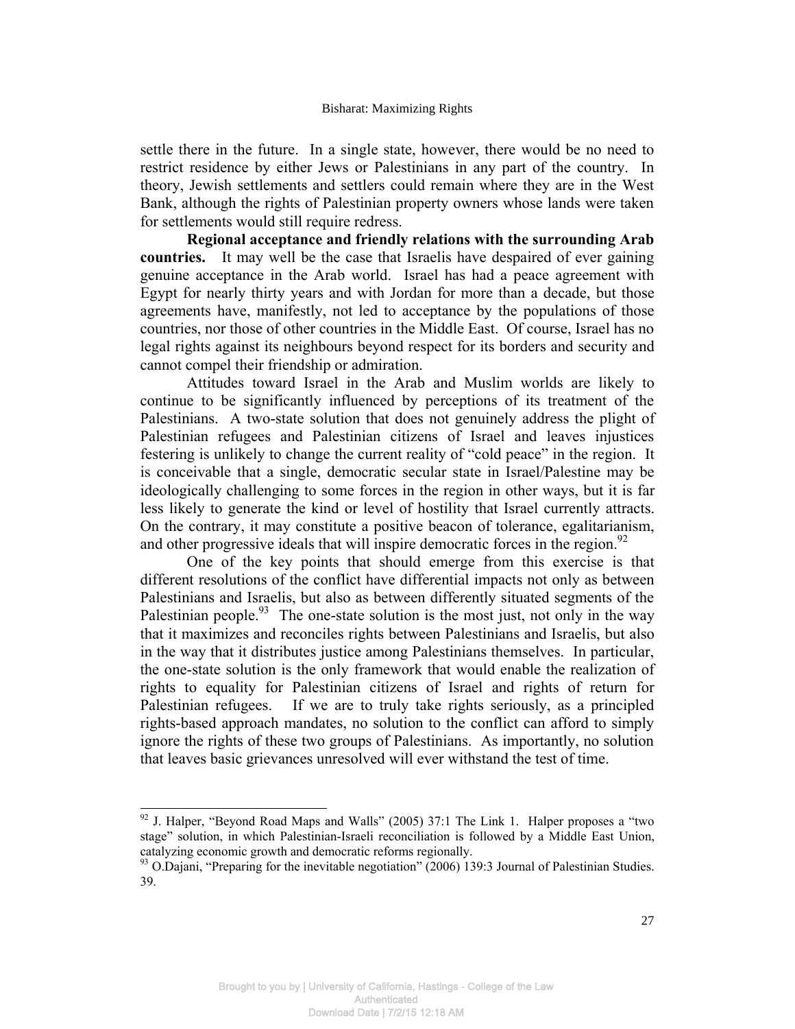settle there in the future. In a single state, however, there would be no need to restrict residence by either Jews or Palestinians in any part of the country. In theory, Jewish settlements and settlers could remain where they are in the West Bank, although the rights of Palestinian property owners whose lands were taken for settlements would still require redress.

**Regional acceptance and friendly relations with the surrounding Arab countries.** It may well be the case that Israelis have despaired of ever gaining genuine acceptance in the Arab world. Israel has had a peace agreement with Egypt for nearly thirty years and with Jordan for more than a decade, but those agreements have, manifestly, not led to acceptance by the populations of those countries, nor those of other countries in the Middle East. Of course, Israel has no legal rights against its neighbours beyond respect for its borders and security and cannot compel their friendship or admiration.

Attitudes toward Israel in the Arab and Muslim worlds are likely to continue to be significantly influenced by perceptions of its treatment of the Palestinians. A two-state solution that does not genuinely address the plight of Palestinian refugees and Palestinian citizens of Israel and leaves injustices festering is unlikely to change the current reality of "cold peace" in the region. It is conceivable that a single, democratic secular state in Israel/Palestine may be ideologically challenging to some forces in the region in other ways, but it is far less likely to generate the kind or level of hostility that Israel currently attracts. On the contrary, it may constitute a positive beacon of tolerance, egalitarianism, and other progressive ideals that will inspire democratic forces in the region.[92]

One of the key points that should emerge from this exercise is that different resolutions of the conflict have differential impacts not only as between Palestinians and Israelis, but also as between differently situated segments of the Palestinian people.[93] The one-state solution is the most just, not only in the way that it maximizes and reconciles rights between Palestinians and Israelis, but also in the way that it distributes justice among Palestinians themselves. In particular, the one-state solution is the only framework that would enable the realization of rights to equality for Palestinian citizens of Israel and rights of return for Palestinian refugees. If we are to truly take rights seriously, as a principled rights-based approach mandates, no solution to the conflict can afford to simply ignore the rights of these two groups of Palestinians. As importantly, no solution that leaves basic grievances unresolved will ever withstand the test of time.

---

[92] J. Halper, "Beyond Road Maps and Walls" (2005) 37:1 The Link 1. Halper proposes a "two stage" solution, in which Palestinian-Israeli reconciliation is followed by a Middle East Union, catalyzing economic growth and democratic reforms regionally.

[93] O.Dajani, "Preparing for the inevitable negotiation" (2006) 139:3 Journal of Palestinian Studies. 39.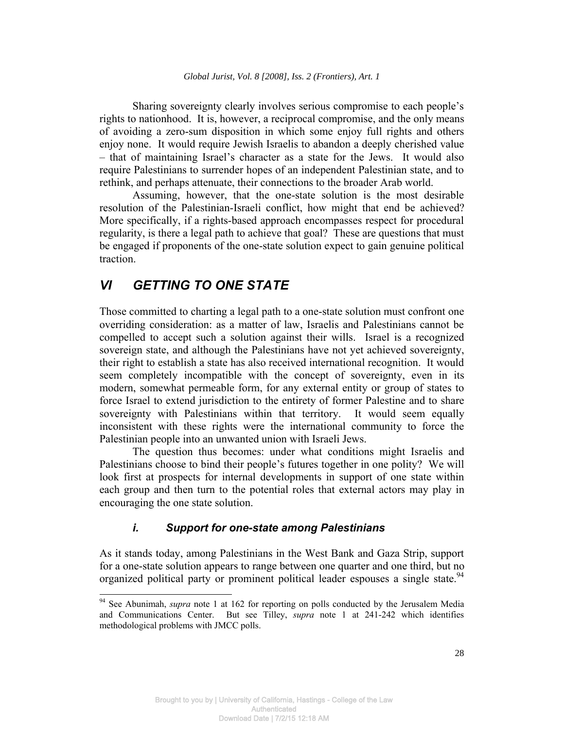Sharing sovereignty clearly involves serious compromise to each people's rights to nationhood. It is, however, a reciprocal compromise, and the only means of avoiding a zero-sum disposition in which some enjoy full rights and others enjoy none. It would require Jewish Israelis to abandon a deeply cherished value – that of maintaining Israel's character as a state for the Jews. It would also require Palestinians to surrender hopes of an independent Palestinian state, and to rethink, and perhaps attenuate, their connections to the broader Arab world.

Assuming, however, that the one-state solution is the most desirable resolution of the Palestinian-Israeli conflict, how might that end be achieved? More specifically, if a rights-based approach encompasses respect for procedural regularity, is there a legal path to achieve that goal? These are questions that must be engaged if proponents of the one-state solution expect to gain genuine political traction.

## *VI GETTING TO ONE STATE*

Those committed to charting a legal path to a one-state solution must confront one overriding consideration: as a matter of law, Israelis and Palestinians cannot be compelled to accept such a solution against their wills. Israel is a recognized sovereign state, and although the Palestinians have not yet achieved sovereignty, their right to establish a state has also received international recognition. It would seem completely incompatible with the concept of sovereignty, even in its modern, somewhat permeable form, for any external entity or group of states to force Israel to extend jurisdiction to the entirety of former Palestine and to share sovereignty with Palestinians within that territory. It would seem equally inconsistent with these rights were the international community to force the Palestinian people into an unwanted union with Israeli Jews.

The question thus becomes: under what conditions might Israelis and Palestinians choose to bind their people's futures together in one polity? We will look first at prospects for internal developments in support of one state within each group and then turn to the potential roles that external actors may play in encouraging the one state solution.

### *i. Support for one-state among Palestinians*

As it stands today, among Palestinians in the West Bank and Gaza Strip, support for a one-state solution appears to range between one quarter and one third, but no organized political party or prominent political leader espouses a single state.[94]

[94] See Abunimah, *supra* note 1 at 162 for reporting on polls conducted by the Jerusalem Media and Communications Center. But see Tilley, *supra* note 1 at 241-242 which identifies methodological problems with JMCC polls.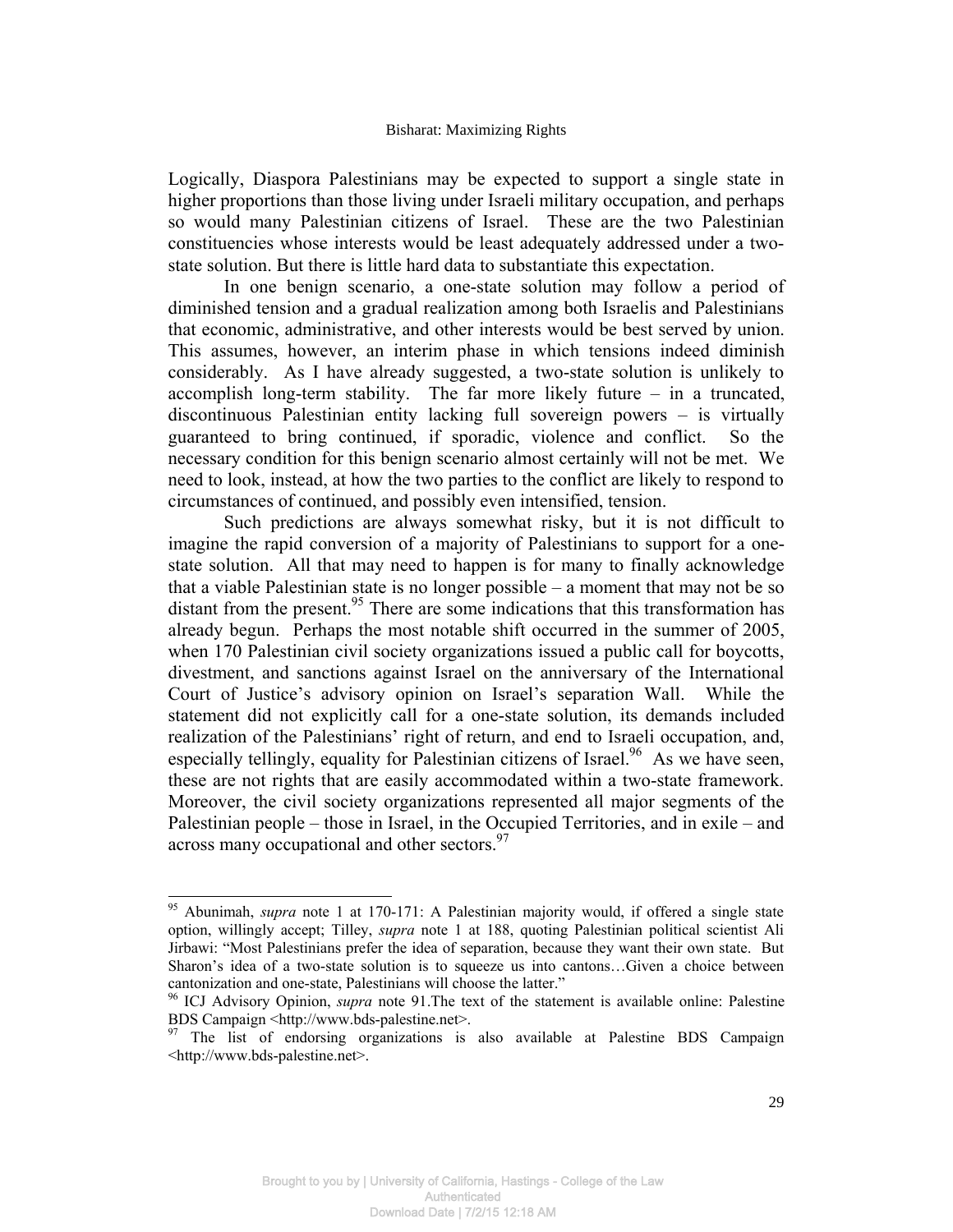Logically, Diaspora Palestinians may be expected to support a single state in higher proportions than those living under Israeli military occupation, and perhaps so would many Palestinian citizens of Israel. These are the two Palestinian constituencies whose interests would be least adequately addressed under a two-state solution. But there is little hard data to substantiate this expectation.

In one benign scenario, a one-state solution may follow a period of diminished tension and a gradual realization among both Israelis and Palestinians that economic, administrative, and other interests would be best served by union. This assumes, however, an interim phase in which tensions indeed diminish considerably. As I have already suggested, a two-state solution is unlikely to accomplish long-term stability. The far more likely future – in a truncated, discontinuous Palestinian entity lacking full sovereign powers – is virtually guaranteed to bring continued, if sporadic, violence and conflict. So the necessary condition for this benign scenario almost certainly will not be met. We need to look, instead, at how the two parties to the conflict are likely to respond to circumstances of continued, and possibly even intensified, tension.

Such predictions are always somewhat risky, but it is not difficult to imagine the rapid conversion of a majority of Palestinians to support for a one-state solution. All that may need to happen is for many to finally acknowledge that a viable Palestinian state is no longer possible – a moment that may not be so distant from the present.[95] There are some indications that this transformation has already begun. Perhaps the most notable shift occurred in the summer of 2005, when 170 Palestinian civil society organizations issued a public call for boycotts, divestment, and sanctions against Israel on the anniversary of the International Court of Justice's advisory opinion on Israel's separation Wall. While the statement did not explicitly call for a one-state solution, its demands included realization of the Palestinians' right of return, and end to Israeli occupation, and, especially tellingly, equality for Palestinian citizens of Israel.[96] As we have seen, these are not rights that are easily accommodated within a two-state framework. Moreover, the civil society organizations represented all major segments of the Palestinian people – those in Israel, in the Occupied Territories, and in exile – and across many occupational and other sectors.[97]

---

[95] Abunimah, *supra* note 1 at 170-171: A Palestinian majority would, if offered a single state option, willingly accept; Tilley, *supra* note 1 at 188, quoting Palestinian political scientist Ali Jirbawi: "Most Palestinians prefer the idea of separation, because they want their own state. But Sharon's idea of a two-state solution is to squeeze us into cantons…Given a choice between cantonization and one-state, Palestinians will choose the latter."

[96] ICJ Advisory Opinion, *supra* note 91.The text of the statement is available online: Palestine BDS Campaign <http://www.bds-palestine.net>.

[97] The list of endorsing organizations is also available at Palestine BDS Campaign <http://www.bds-palestine.net>.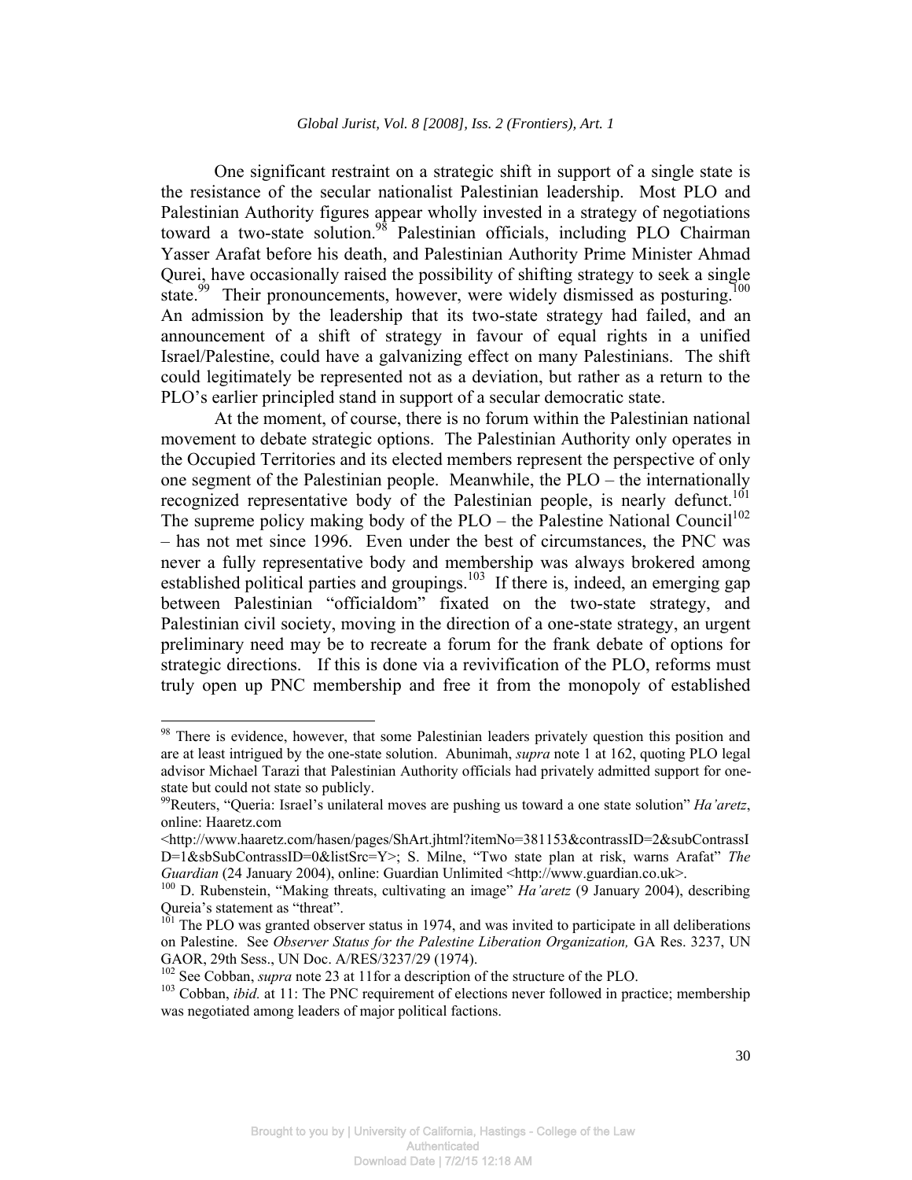One significant restraint on a strategic shift in support of a single state is the resistance of the secular nationalist Palestinian leadership. Most PLO and Palestinian Authority figures appear wholly invested in a strategy of negotiations toward a two-state solution.[98] Palestinian officials, including PLO Chairman Yasser Arafat before his death, and Palestinian Authority Prime Minister Ahmad Qurei, have occasionally raised the possibility of shifting strategy to seek a single state.[99] Their pronouncements, however, were widely dismissed as posturing.[100] An admission by the leadership that its two-state strategy had failed, and an announcement of a shift of strategy in favour of equal rights in a unified Israel/Palestine, could have a galvanizing effect on many Palestinians. The shift could legitimately be represented not as a deviation, but rather as a return to the PLO's earlier principled stand in support of a secular democratic state.

At the moment, of course, there is no forum within the Palestinian national movement to debate strategic options. The Palestinian Authority only operates in the Occupied Territories and its elected members represent the perspective of only one segment of the Palestinian people. Meanwhile, the PLO – the internationally recognized representative body of the Palestinian people, is nearly defunct.[101] The supreme policy making body of the PLO – the Palestine National Council[102] – has not met since 1996. Even under the best of circumstances, the PNC was never a fully representative body and membership was always brokered among established political parties and groupings.[103] If there is, indeed, an emerging gap between Palestinian "officialdom" fixated on the two-state strategy, and Palestinian civil society, moving in the direction of a one-state strategy, an urgent preliminary need may be to recreate a forum for the frank debate of options for strategic directions. If this is done via a revivification of the PLO, reforms must truly open up PNC membership and free it from the monopoly of established

---

[98] There is evidence, however, that some Palestinian leaders privately question this position and are at least intrigued by the one-state solution. Abunimah, *supra* note 1 at 162, quoting PLO legal advisor Michael Tarazi that Palestinian Authority officials had privately admitted support for one-state but could not state so publicly.

[99] Reuters, "Queria: Israel's unilateral moves are pushing us toward a one state solution" *Ha'aretz*, online: Haaretz.com <http://www.haaretz.com/hasen/pages/ShArt.jhtml?itemNo=381153&contrassID=2&subContrassID=1&sbSubContrassID=0&listSrc=Y>; S. Milne, "Two state plan at risk, warns Arafat" *The Guardian* (24 January 2004), online: Guardian Unlimited <http://www.guardian.co.uk>.

[100] D. Rubenstein, "Making threats, cultivating an image" *Ha'aretz* (9 January 2004), describing Qureia's statement as "threat".

[101] The PLO was granted observer status in 1974, and was invited to participate in all deliberations on Palestine. See *Observer Status for the Palestine Liberation Organization,* GA Res. 3237, UN GAOR, 29th Sess., UN Doc. A/RES/3237/29 (1974).

[102] See Cobban, *supra* note 23 at 11for a description of the structure of the PLO.

[103] Cobban, *ibid.* at 11: The PNC requirement of elections never followed in practice; membership was negotiated among leaders of major political factions.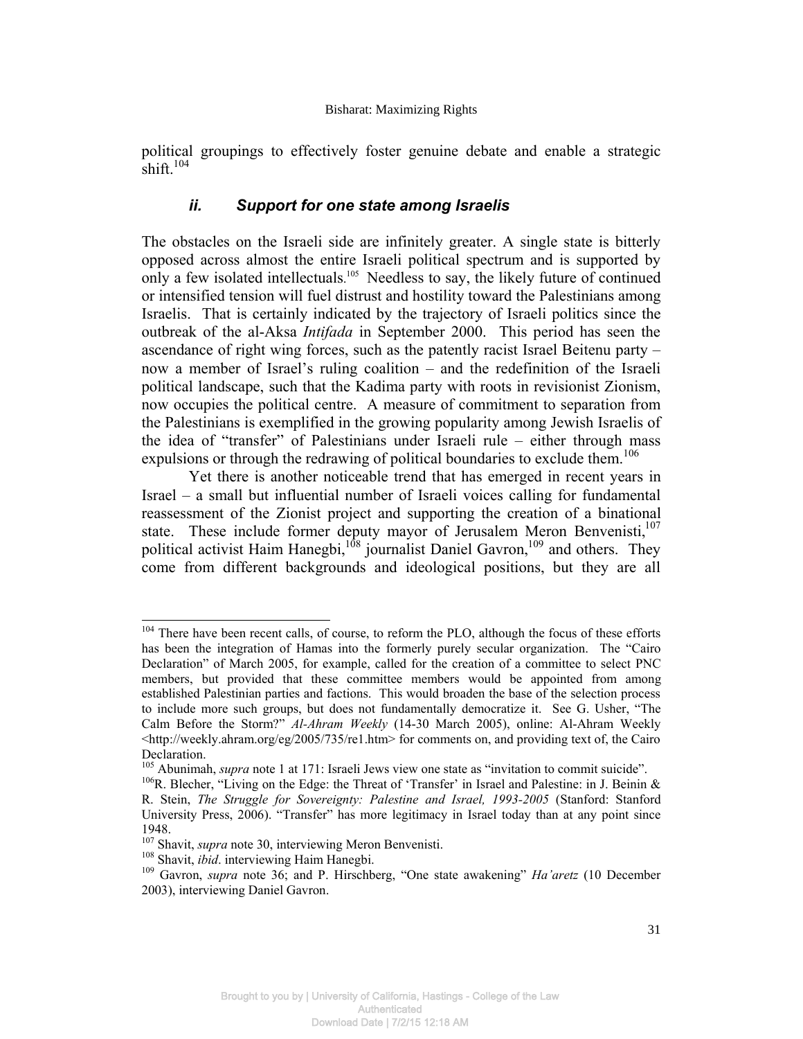political groupings to effectively foster genuine debate and enable a strategic shift.[104]

### *ii. Support for one state among Israelis*

The obstacles on the Israeli side are infinitely greater. A single state is bitterly opposed across almost the entire Israeli political spectrum and is supported by only a few isolated intellectuals.[105] Needless to say, the likely future of continued or intensified tension will fuel distrust and hostility toward the Palestinians among Israelis. That is certainly indicated by the trajectory of Israeli politics since the outbreak of the al-Aksa *Intifada* in September 2000. This period has seen the ascendance of right wing forces, such as the patently racist Israel Beitenu party – now a member of Israel's ruling coalition – and the redefinition of the Israeli political landscape, such that the Kadima party with roots in revisionist Zionism, now occupies the political centre. A measure of commitment to separation from the Palestinians is exemplified in the growing popularity among Jewish Israelis of the idea of "transfer" of Palestinians under Israeli rule – either through mass expulsions or through the redrawing of political boundaries to exclude them.[106]

Yet there is another noticeable trend that has emerged in recent years in Israel – a small but influential number of Israeli voices calling for fundamental reassessment of the Zionist project and supporting the creation of a binational state. These include former deputy mayor of Jerusalem Meron Benvenisti,[107] political activist Haim Hanegbi,[108] journalist Daniel Gavron,[109] and others. They come from different backgrounds and ideological positions, but they are all

---

[104] There have been recent calls, of course, to reform the PLO, although the focus of these efforts has been the integration of Hamas into the formerly purely secular organization. The "Cairo Declaration" of March 2005, for example, called for the creation of a committee to select PNC members, but provided that these committee members would be appointed from among established Palestinian parties and factions. This would broaden the base of the selection process to include more such groups, but does not fundamentally democratize it. See G. Usher, "The Calm Before the Storm?" *Al-Ahram Weekly* (14-30 March 2005), online: Al-Ahram Weekly <http://weekly.ahram.org/eg/2005/735/re1.htm> for comments on, and providing text of, the Cairo Declaration.

[105] Abunimah, *supra* note 1 at 171: Israeli Jews view one state as "invitation to commit suicide".

[106] R. Blecher, "Living on the Edge: the Threat of 'Transfer' in Israel and Palestine: in J. Beinin & R. Stein, *The Struggle for Sovereignty: Palestine and Israel, 1993-2005* (Stanford: Stanford University Press, 2006). "Transfer" has more legitimacy in Israel today than at any point since 1948.

[107] Shavit, *supra* note 30, interviewing Meron Benvenisti.

[108] Shavit, *ibid*. interviewing Haim Hanegbi.

[109] Gavron, *supra* note 36; and P. Hirschberg, "One state awakening" *Ha'aretz* (10 December 2003), interviewing Daniel Gavron.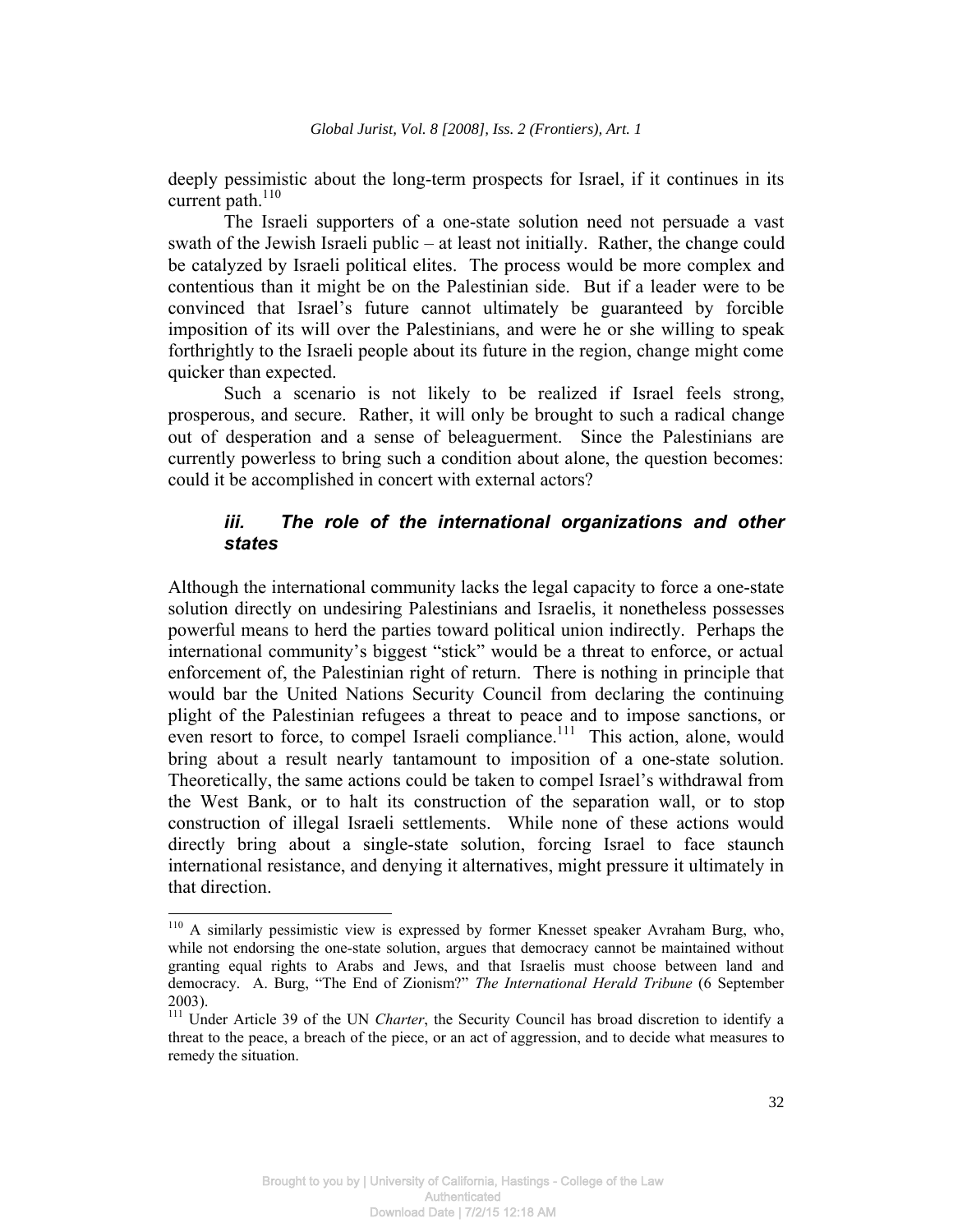deeply pessimistic about the long-term prospects for Israel, if it continues in its current path.[110]

The Israeli supporters of a one-state solution need not persuade a vast swath of the Jewish Israeli public – at least not initially. Rather, the change could be catalyzed by Israeli political elites. The process would be more complex and contentious than it might be on the Palestinian side. But if a leader were to be convinced that Israel's future cannot ultimately be guaranteed by forcible imposition of its will over the Palestinians, and were he or she willing to speak forthrightly to the Israeli people about its future in the region, change might come quicker than expected.

Such a scenario is not likely to be realized if Israel feels strong, prosperous, and secure. Rather, it will only be brought to such a radical change out of desperation and a sense of beleaguerment. Since the Palestinians are currently powerless to bring such a condition about alone, the question becomes: could it be accomplished in concert with external actors?

### *iii. The role of the international organizations and other states*

Although the international community lacks the legal capacity to force a one-state solution directly on undesiring Palestinians and Israelis, it nonetheless possesses powerful means to herd the parties toward political union indirectly. Perhaps the international community's biggest "stick" would be a threat to enforce, or actual enforcement of, the Palestinian right of return. There is nothing in principle that would bar the United Nations Security Council from declaring the continuing plight of the Palestinian refugees a threat to peace and to impose sanctions, or even resort to force, to compel Israeli compliance.[111] This action, alone, would bring about a result nearly tantamount to imposition of a one-state solution. Theoretically, the same actions could be taken to compel Israel's withdrawal from the West Bank, or to halt its construction of the separation wall, or to stop construction of illegal Israeli settlements. While none of these actions would directly bring about a single-state solution, forcing Israel to face staunch international resistance, and denying it alternatives, might pressure it ultimately in that direction.

---

[110] A similarly pessimistic view is expressed by former Knesset speaker Avraham Burg, who, while not endorsing the one-state solution, argues that democracy cannot be maintained without granting equal rights to Arabs and Jews, and that Israelis must choose between land and democracy. A. Burg, "The End of Zionism?" *The International Herald Tribune* (6 September 2003).

[111] Under Article 39 of the UN *Charter*, the Security Council has broad discretion to identify a threat to the peace, a breach of the piece, or an act of aggression, and to decide what measures to remedy the situation.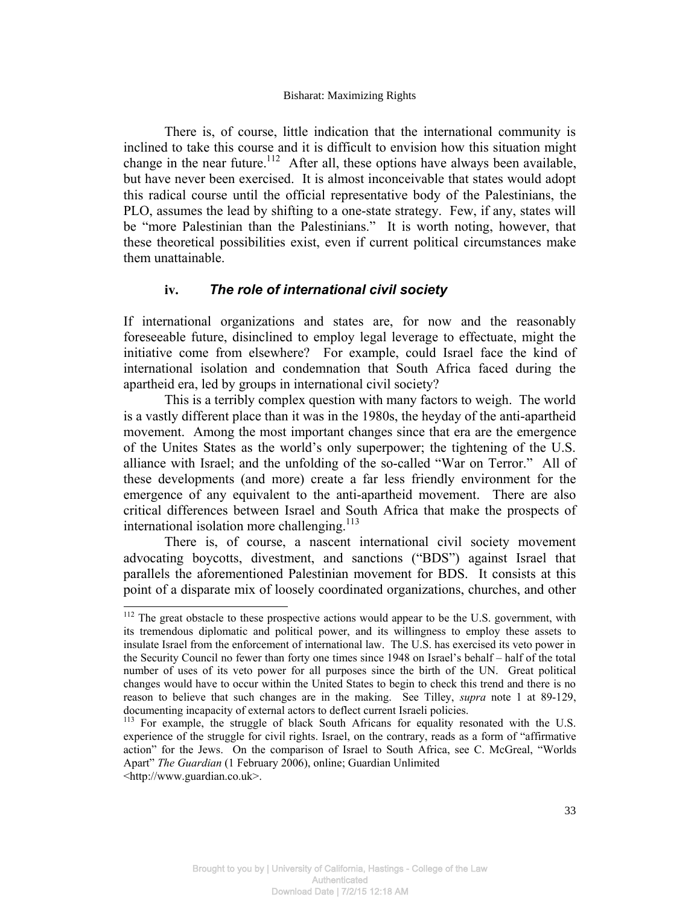There is, of course, little indication that the international community is inclined to take this course and it is difficult to envision how this situation might change in the near future.[112] After all, these options have always been available, but have never been exercised. It is almost inconceivable that states would adopt this radical course until the official representative body of the Palestinians, the PLO, assumes the lead by shifting to a one-state strategy. Few, if any, states will be "more Palestinian than the Palestinians." It is worth noting, however, that these theoretical possibilities exist, even if current political circumstances make them unattainable.

### iv. *The role of international civil society*

If international organizations and states are, for now and the reasonably foreseeable future, disinclined to employ legal leverage to effectuate, might the initiative come from elsewhere? For example, could Israel face the kind of international isolation and condemnation that South Africa faced during the apartheid era, led by groups in international civil society?

This is a terribly complex question with many factors to weigh. The world is a vastly different place than it was in the 1980s, the heyday of the anti-apartheid movement. Among the most important changes since that era are the emergence of the Unites States as the world's only superpower; the tightening of the U.S. alliance with Israel; and the unfolding of the so-called "War on Terror." All of these developments (and more) create a far less friendly environment for the emergence of any equivalent to the anti-apartheid movement. There are also critical differences between Israel and South Africa that make the prospects of international isolation more challenging.[113]

There is, of course, a nascent international civil society movement advocating boycotts, divestment, and sanctions ("BDS") against Israel that parallels the aforementioned Palestinian movement for BDS. It consists at this point of a disparate mix of loosely coordinated organizations, churches, and other

---

[112] The great obstacle to these prospective actions would appear to be the U.S. government, with its tremendous diplomatic and political power, and its willingness to employ these assets to insulate Israel from the enforcement of international law. The U.S. has exercised its veto power in the Security Council no fewer than forty one times since 1948 on Israel's behalf – half of the total number of uses of its veto power for all purposes since the birth of the UN. Great political changes would have to occur within the United States to begin to check this trend and there is no reason to believe that such changes are in the making. See Tilley, *supra* note 1 at 89-129, documenting incapacity of external actors to deflect current Israeli policies.

[113] For example, the struggle of black South Africans for equality resonated with the U.S. experience of the struggle for civil rights. Israel, on the contrary, reads as a form of "affirmative action" for the Jews. On the comparison of Israel to South Africa, see C. McGreal, "Worlds Apart" *The Guardian* (1 February 2006), online; Guardian Unlimited <http://www.guardian.co.uk>.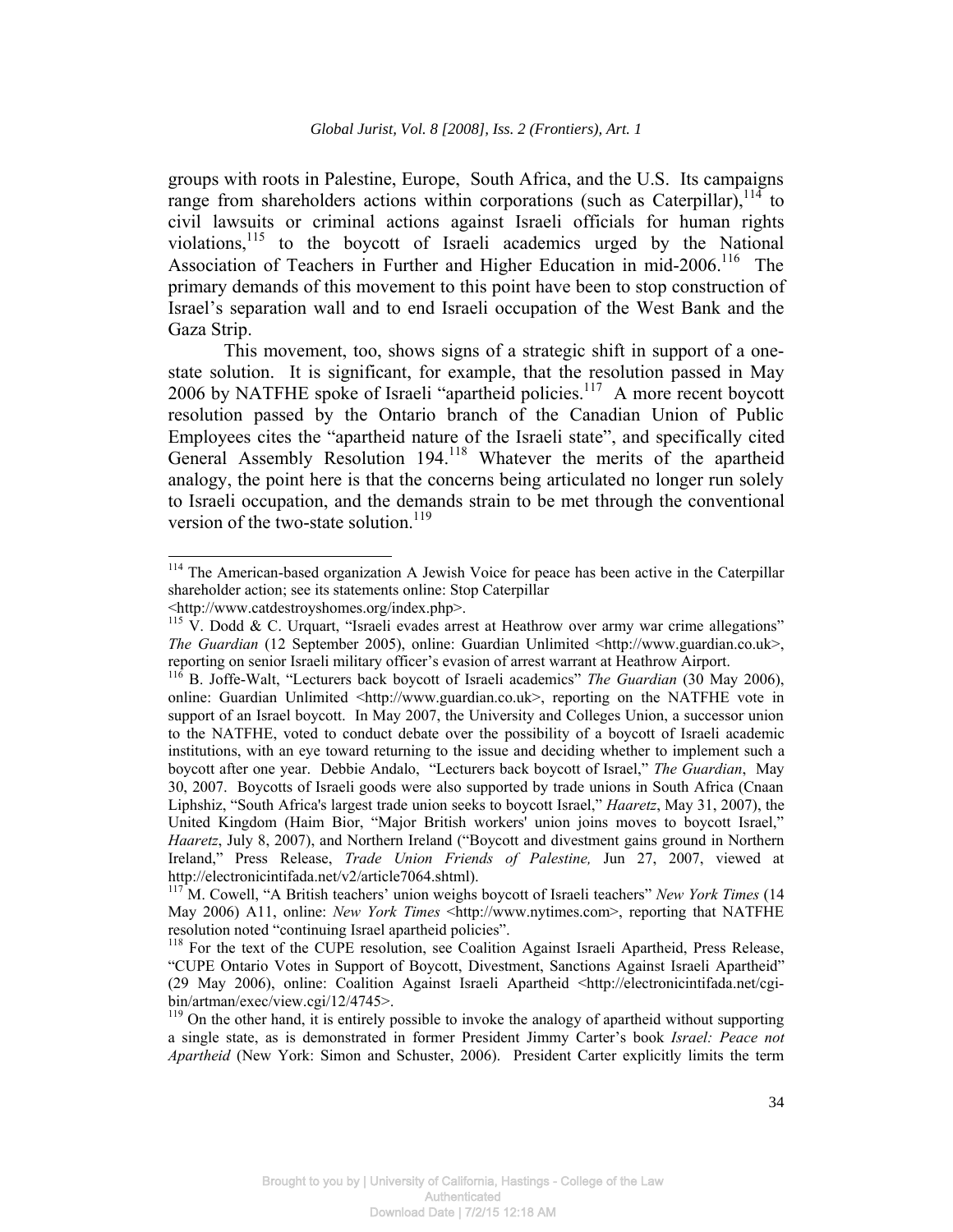groups with roots in Palestine, Europe, South Africa, and the U.S. Its campaigns range from shareholders actions within corporations (such as Caterpillar),[114] to civil lawsuits or criminal actions against Israeli officials for human rights violations,[115] to the boycott of Israeli academics urged by the National Association of Teachers in Further and Higher Education in mid-2006.[116] The primary demands of this movement to this point have been to stop construction of Israel's separation wall and to end Israeli occupation of the West Bank and the Gaza Strip.

This movement, too, shows signs of a strategic shift in support of a one-state solution. It is significant, for example, that the resolution passed in May 2006 by NATFHE spoke of Israeli "apartheid policies.[117] A more recent boycott resolution passed by the Ontario branch of the Canadian Union of Public Employees cites the "apartheid nature of the Israeli state", and specifically cited General Assembly Resolution 194.[118] Whatever the merits of the apartheid analogy, the point here is that the concerns being articulated no longer run solely to Israeli occupation, and the demands strain to be met through the conventional version of the two-state solution.[119]

---

[114] The American-based organization A Jewish Voice for peace has been active in the Caterpillar shareholder action; see its statements online: Stop Caterpillar <http://www.catdestroyshomes.org/index.php>.

[115] V. Dodd & C. Urquart, "Israeli evades arrest at Heathrow over army war crime allegations" *The Guardian* (12 September 2005), online: Guardian Unlimited <http://www.guardian.co.uk>, reporting on senior Israeli military officer's evasion of arrest warrant at Heathrow Airport.

[116] B. Joffe-Walt, "Lecturers back boycott of Israeli academics" *The Guardian* (30 May 2006), online: Guardian Unlimited <http://www.guardian.co.uk>, reporting on the NATFHE vote in support of an Israel boycott. In May 2007, the University and Colleges Union, a successor union to the NATFHE, voted to conduct debate over the possibility of a boycott of Israeli academic institutions, with an eye toward returning to the issue and deciding whether to implement such a boycott after one year. Debbie Andalo, "Lecturers back boycott of Israel," *The Guardian*, May 30, 2007. Boycotts of Israeli goods were also supported by trade unions in South Africa (Cnaan Liphshiz, "South Africa's largest trade union seeks to boycott Israel," *Haaretz*, May 31, 2007), the United Kingdom (Haim Bior, "Major British workers' union joins moves to boycott Israel," *Haaretz*, July 8, 2007), and Northern Ireland ("Boycott and divestment gains ground in Northern Ireland," Press Release, *Trade Union Friends of Palestine,* Jun 27, 2007, viewed at http://electronicintifada.net/v2/article7064.shtml).

[117] M. Cowell, "A British teachers' union weighs boycott of Israeli teachers" *New York Times* (14 May 2006) A11, online: *New York Times* <http://www.nytimes.com>, reporting that NATFHE resolution noted "continuing Israel apartheid policies".

[118] For the text of the CUPE resolution, see Coalition Against Israeli Apartheid, Press Release, "CUPE Ontario Votes in Support of Boycott, Divestment, Sanctions Against Israeli Apartheid" (29 May 2006), online: Coalition Against Israeli Apartheid <http://electronicintifada.net/cgi-bin/artman/exec/view.cgi/12/4745>.

[119] On the other hand, it is entirely possible to invoke the analogy of apartheid without supporting a single state, as is demonstrated in former President Jimmy Carter's book *Israel: Peace not Apartheid* (New York: Simon and Schuster, 2006). President Carter explicitly limits the term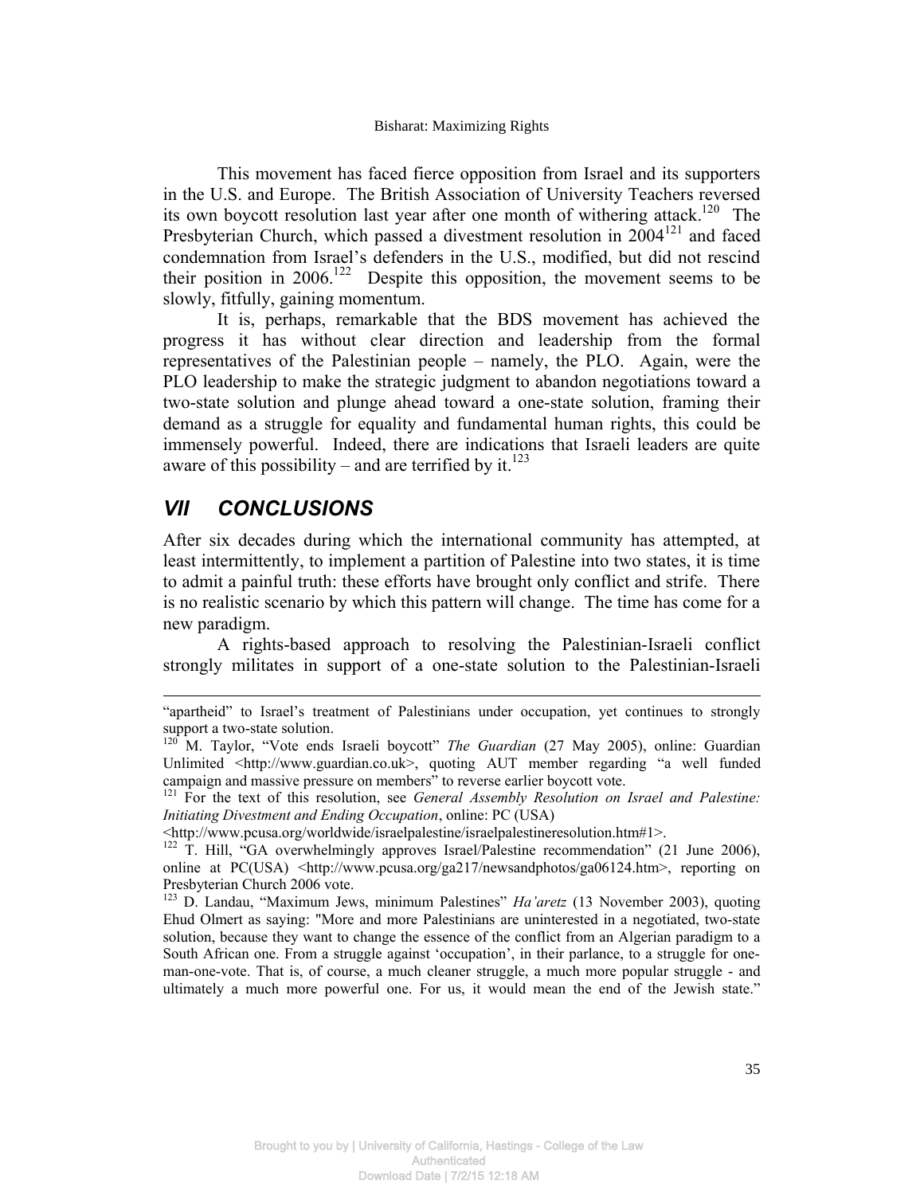This movement has faced fierce opposition from Israel and its supporters in the U.S. and Europe. The British Association of University Teachers reversed its own boycott resolution last year after one month of withering attack.[120] The Presbyterian Church, which passed a divestment resolution in 2004[121] and faced condemnation from Israel's defenders in the U.S., modified, but did not rescind their position in 2006.[122] Despite this opposition, the movement seems to be slowly, fitfully, gaining momentum.

It is, perhaps, remarkable that the BDS movement has achieved the progress it has without clear direction and leadership from the formal representatives of the Palestinian people – namely, the PLO. Again, were the PLO leadership to make the strategic judgment to abandon negotiations toward a two-state solution and plunge ahead toward a one-state solution, framing their demand as a struggle for equality and fundamental human rights, this could be immensely powerful. Indeed, there are indications that Israeli leaders are quite aware of this possibility – and are terrified by it.[123]

## *VII CONCLUSIONS*

After six decades during which the international community has attempted, at least intermittently, to implement a partition of Palestine into two states, it is time to admit a painful truth: these efforts have brought only conflict and strife. There is no realistic scenario by which this pattern will change. The time has come for a new paradigm.

A rights-based approach to resolving the Palestinian-Israeli conflict strongly militates in support of a one-state solution to the Palestinian-Israeli

---

"apartheid" to Israel's treatment of Palestinians under occupation, yet continues to strongly support a two-state solution.

[120] M. Taylor, "Vote ends Israeli boycott" *The Guardian* (27 May 2005), online: Guardian Unlimited <http://www.guardian.co.uk>, quoting AUT member regarding "a well funded campaign and massive pressure on members" to reverse earlier boycott vote.

[121] For the text of this resolution, see *General Assembly Resolution on Israel and Palestine: Initiating Divestment and Ending Occupation*, online: PC (USA) <http://www.pcusa.org/worldwide/israelpalestine/israelpalestineresolution.htm#1>.

[122] T. Hill, "GA overwhelmingly approves Israel/Palestine recommendation" (21 June 2006), online at PC(USA) <http://www.pcusa.org/ga217/newsandphotos/ga06124.htm>, reporting on Presbyterian Church 2006 vote.

[123] D. Landau, "Maximum Jews, minimum Palestines" *Ha'aretz* (13 November 2003), quoting Ehud Olmert as saying: "More and more Palestinians are uninterested in a negotiated, two-state solution, because they want to change the essence of the conflict from an Algerian paradigm to a South African one. From a struggle against 'occupation', in their parlance, to a struggle for one-man-one-vote. That is, of course, a much cleaner struggle, a much more popular struggle - and ultimately a much more powerful one. For us, it would mean the end of the Jewish state."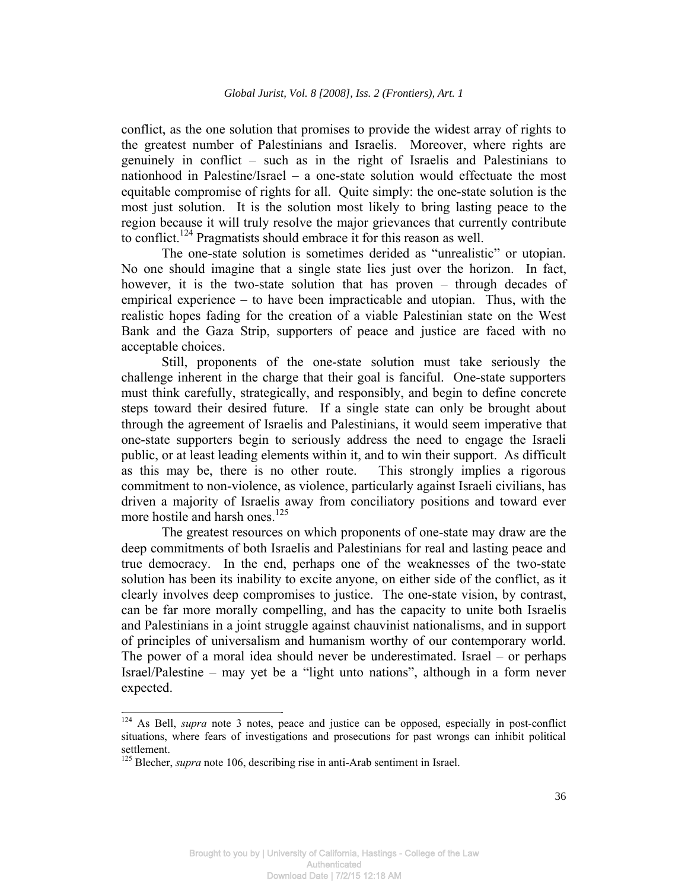conflict, as the one solution that promises to provide the widest array of rights to the greatest number of Palestinians and Israelis. Moreover, where rights are genuinely in conflict – such as in the right of Israelis and Palestinians to nationhood in Palestine/Israel – a one-state solution would effectuate the most equitable compromise of rights for all. Quite simply: the one-state solution is the most just solution. It is the solution most likely to bring lasting peace to the region because it will truly resolve the major grievances that currently contribute to conflict.[124] Pragmatists should embrace it for this reason as well.

The one-state solution is sometimes derided as "unrealistic" or utopian. No one should imagine that a single state lies just over the horizon. In fact, however, it is the two-state solution that has proven – through decades of empirical experience – to have been impracticable and utopian. Thus, with the realistic hopes fading for the creation of a viable Palestinian state on the West Bank and the Gaza Strip, supporters of peace and justice are faced with no acceptable choices.

Still, proponents of the one-state solution must take seriously the challenge inherent in the charge that their goal is fanciful. One-state supporters must think carefully, strategically, and responsibly, and begin to define concrete steps toward their desired future. If a single state can only be brought about through the agreement of Israelis and Palestinians, it would seem imperative that one-state supporters begin to seriously address the need to engage the Israeli public, or at least leading elements within it, and to win their support. As difficult as this may be, there is no other route. This strongly implies a rigorous commitment to non-violence, as violence, particularly against Israeli civilians, has driven a majority of Israelis away from conciliatory positions and toward ever more hostile and harsh ones.[125]

The greatest resources on which proponents of one-state may draw are the deep commitments of both Israelis and Palestinians for real and lasting peace and true democracy. In the end, perhaps one of the weaknesses of the two-state solution has been its inability to excite anyone, on either side of the conflict, as it clearly involves deep compromises to justice. The one-state vision, by contrast, can be far more morally compelling, and has the capacity to unite both Israelis and Palestinians in a joint struggle against chauvinist nationalisms, and in support of principles of universalism and humanism worthy of our contemporary world. The power of a moral idea should never be underestimated. Israel – or perhaps Israel/Palestine – may yet be a "light unto nations", although in a form never expected.

---

[124] As Bell, *supra* note 3 notes, peace and justice can be opposed, especially in post-conflict situations, where fears of investigations and prosecutions for past wrongs can inhibit political settlement.

[125] Blecher, *supra* note 106, describing rise in anti-Arab sentiment in Israel.